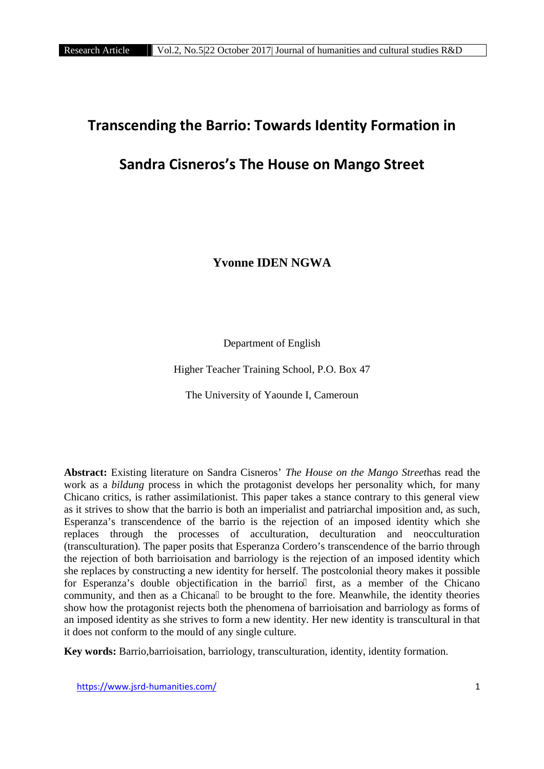# Transcending the Barrio: Towards Identity Formation in Sandra Cisneros's The House on Mango Street

**Yvonne IDEN NGWA**

Department of English

Higher Teacher Training School, P.O. Box 47

The University of Yaounde I, Cameroun

**Abstract:** Existing literature on Sandra Cisneros' *The House on the Mango Street*has read the work as a *bildung* process in which the protagonist develops her personality which, for many Chicano critics, is rather assimilationist. This paper takes a stance contrary to this general view as it strives to show that the barrio is both an imperialist and patriarchal imposition and, as such, Esperanza's transcendence of the barrio is the rejection of an imposed identity which she replaces through the processes of acculturation, deculturation and neocculturation (transculturation). The paper posits that Esperanza Cordero's transcendence of the barrio through the rejection of both barrioisation and barriology is the rejection of an imposed identity which she replaces by constructing a new identity for herself. The postcolonial theory makes it possible for Esperanza's double objectification in the barrio first, as a member of the Chicano community, and then as a Chicana to be brought to the fore. Meanwhile, the identity theories show how the protagonist rejects both the phenomena of barrioisation and barriology as forms of an imposed identity as she strives to form a new identity. Her new identity is transcultural in that it does not conform to the mould of any single culture.

**Key words:** Barrio,barrioisation, barriology, transculturation, identity, identity formation.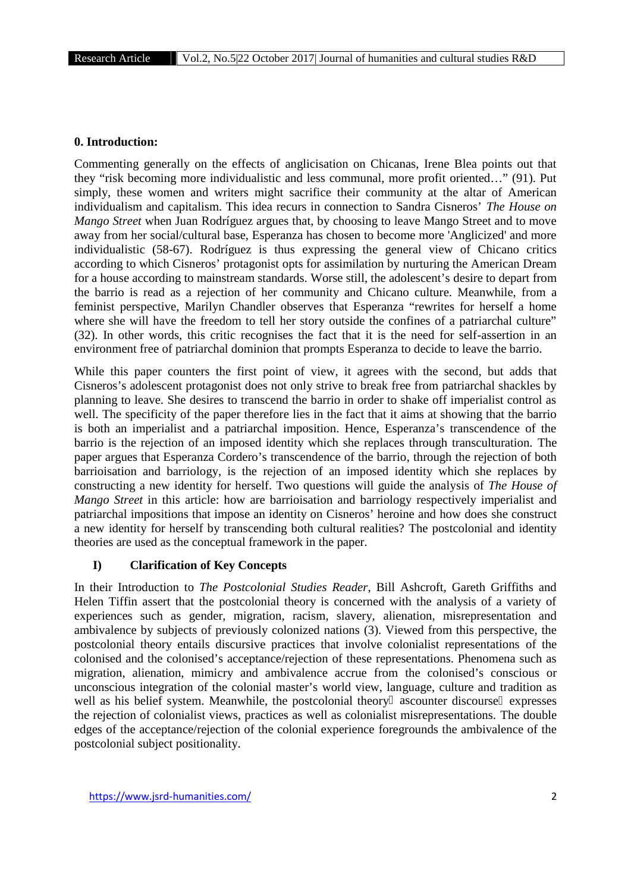## 0. Introduction:

Commenting generally on the effects of anglicisation on Chicanas, Irene Blea points out that they "risk becoming more individualistic and less communal, more profit oriented…" (91). Put simply, these women and writers might sacrifice their community at the altar of American individualism and capitalism. This idea recurs in connection to Sandra Cisneros' *The House on Mango Street* when Juan Rodríguez argues that, by choosing to leave Mango Street and to move away from her social/cultural base, Esperanza has chosen to become more 'Anglicized' and more individualistic (58-67). Rodríguez is thus expressing the general view of Chicano critics according to which Cisneros' protagonist opts for assimilation by nurturing the American Dream for a house according to mainstream standards. Worse still, the adolescent's desire to depart from the barrio is read as a rejection of her community and Chicano culture. Meanwhile, from a feminist perspective, Marilyn Chandler observes that Esperanza "rewrites for herself a home where she will have the freedom to tell her story outside the confines of a patriarchal culture" (32). In other words, this critic recognises the fact that it is the need for self-assertion in an environment free of patriarchal dominion that prompts Esperanza to decide to leave the barrio.

While this paper counters the first point of view, it agrees with the second, but adds that Cisneros's adolescent protagonist does not only strive to break free from patriarchal shackles by planning to leave. She desires to transcend the barrio in order to shake off imperialist control as well. The specificity of the paper therefore lies in the fact that it aims at showing that the barrio is both an imperialist and a patriarchal imposition. Hence, Esperanza's transcendence of the barrio is the rejection of an imposed identity which she replaces through transculturation. The paper argues that Esperanza Cordero's transcendence of the barrio, through the rejection of both barrioisation and barriology, is the rejection of an imposed identity which she replaces by constructing a new identity for herself. Two questions will guide the analysis of *The House of Mango Street* in this article: how are barrioisation and barriology respectively imperialist and patriarchal impositions that impose an identity on Cisneros' heroine and how does she construct a new identity for herself by transcending both cultural realities? The postcolonial and identity theories are used as the conceptual framework in the paper.

## I) Clarification of Key Concepts

In their Introduction to *The Postcolonial Studies Reader*, Bill Ashcroft, Gareth Griffiths and Helen Tiffin assert that the postcolonial theory is concerned with the analysis of a variety of experiences such as gender, migration, racism, slavery, alienation, misrepresentation and ambivalence by subjects of previously colonized nations (3). Viewed from this perspective, the postcolonial theory entails discursive practices that involve colonialist representations of the colonised and the colonised's acceptance/rejection of these representations. Phenomena such as migration, alienation, mimicry and ambivalence accrue from the colonised's conscious or unconscious integration of the colonial master's world view, language, culture and tradition as well as his belief system. Meanwhile, the postcolonial theory ascounter discourse expresses the rejection of colonialist views, practices as well as colonialist misrepresentations. The double edges of the acceptance/rejection of the colonial experience foregrounds the ambivalence of the postcolonial subject positionality.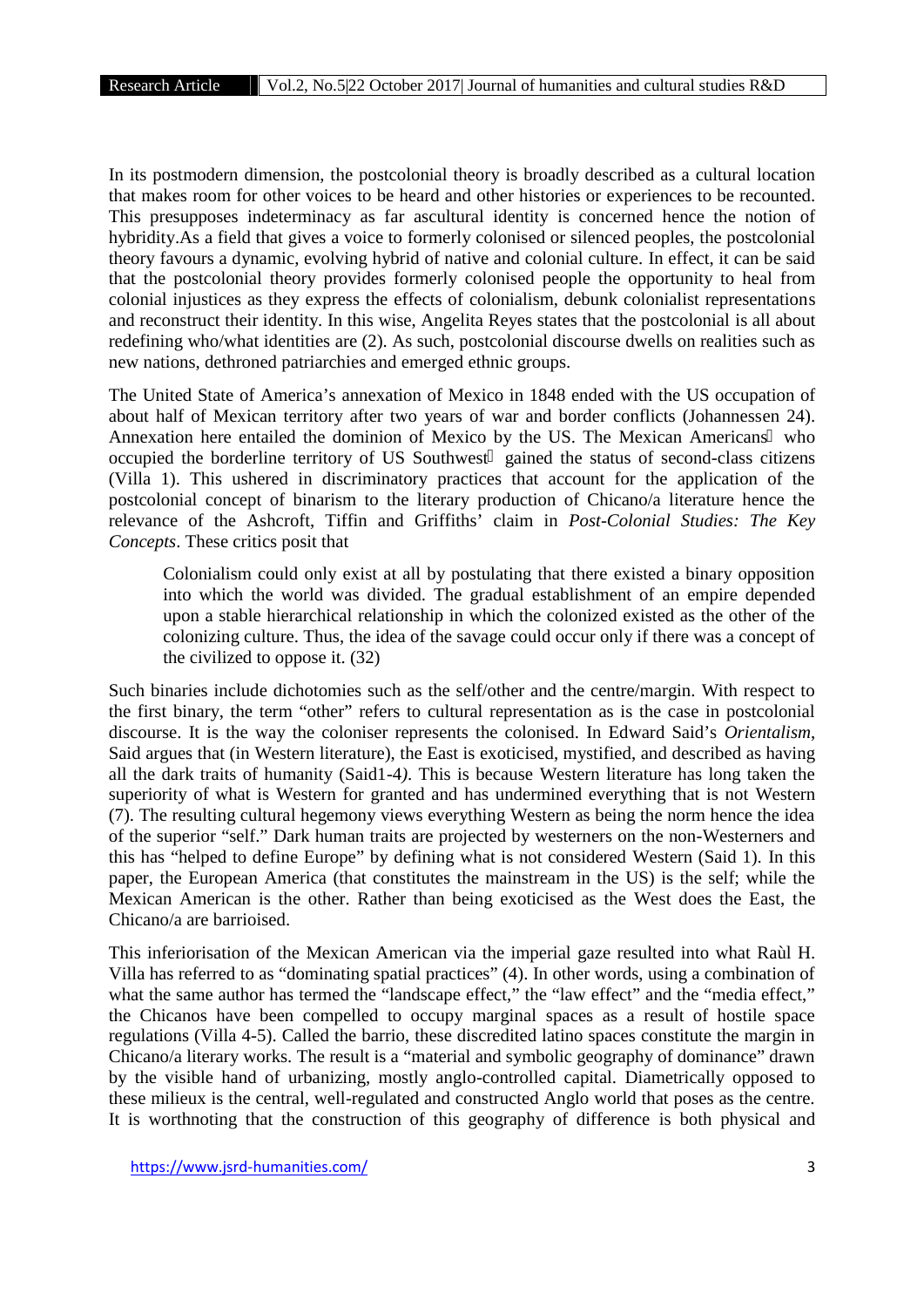In its postmodern dimension, the postcolonial theory is broadly described as a cultural location that makes room for other voices to be heard and other histories or experiences to be recounted. This presupposes indeterminacy as far ascultural identity is concerned hence the notion of hybridity.As a field that gives a voice to formerly colonised or silenced peoples, the postcolonial theory favours a dynamic, evolving hybrid of native and colonial culture. In effect, it can be said that the postcolonial theory provides formerly colonised people the opportunity to heal from colonial injustices as they express the effects of colonialism, debunk colonialist representations and reconstruct their identity. In this wise, Angelita Reyes states that the postcolonial is all about redefining who/what identities are (2). As such, postcolonial discourse dwells on realities such as new nations, dethroned patriarchies and emerged ethnic groups.

The United State of America's annexation of Mexico in 1848 ended with the US occupation of about half of Mexican territory after two years of war and border conflicts (Johannessen 24). Annexation here entailed the dominion of Mexico by the US. The Mexican Americans who occupied the borderline territory of US Southwest gained the status of second-class citizens (Villa 1). This ushered in discriminatory practices that account for the application of the postcolonial concept of binarism to the literary production of Chicano/a literature hence the relevance of the Ashcroft, Tiffin and Griffiths' claim in *Post-Colonial Studies: The Key Concepts*. These critics posit that

> Colonialism could only exist at all by postulating that there existed a binary opposition into which the world was divided. The gradual establishment of an empire depended upon a stable hierarchical relationship in which the colonized existed as the other of the colonizing culture. Thus, the idea of the savage could occur only if there was a concept of the civilized to oppose it. (32)

Such binaries include dichotomies such as the self/other and the centre/margin. With respect to the first binary, the term "other" refers to cultural representation as is the case in postcolonial discourse. It is the way the coloniser represents the colonised. In Edward Said's *Orientalism*, Said argues that (in Western literature), the East is exoticised, mystified, and described as having all the dark traits of humanity (Said1-4). This is because Western literature has long taken the superiority of what is Western for granted and has undermined everything that is not Western (7). The resulting cultural hegemony views everything Western as being the norm hence the idea of the superior "self." Dark human traits are projected by westerners on the non-Westerners and this has "helped to define Europe" by defining what is not considered Western (Said 1). In this paper, the European America (that constitutes the mainstream in the US) is the self; while the Mexican American is the other. Rather than being exoticised as the West does the East, the Chicano/a are barrioised.

This inferiorisation of the Mexican American via the imperial gaze resulted into what Raùl H. Villa has referred to as "dominating spatial practices" (4). In other words, using a combination of what the same author has termed the "landscape effect," the "law effect" and the "media effect," the Chicanos have been compelled to occupy marginal spaces as a result of hostile space regulations (Villa 4-5). Called the barrio, these discredited latino spaces constitute the margin in Chicano/a literary works. The result is a "material and symbolic geography of dominance" drawn by the visible hand of urbanizing, mostly anglo-controlled capital. Diametrically opposed to these milieux is the central, well-regulated and constructed Anglo world that poses as the centre. It is worthnoting that the construction of this geography of difference is both physical and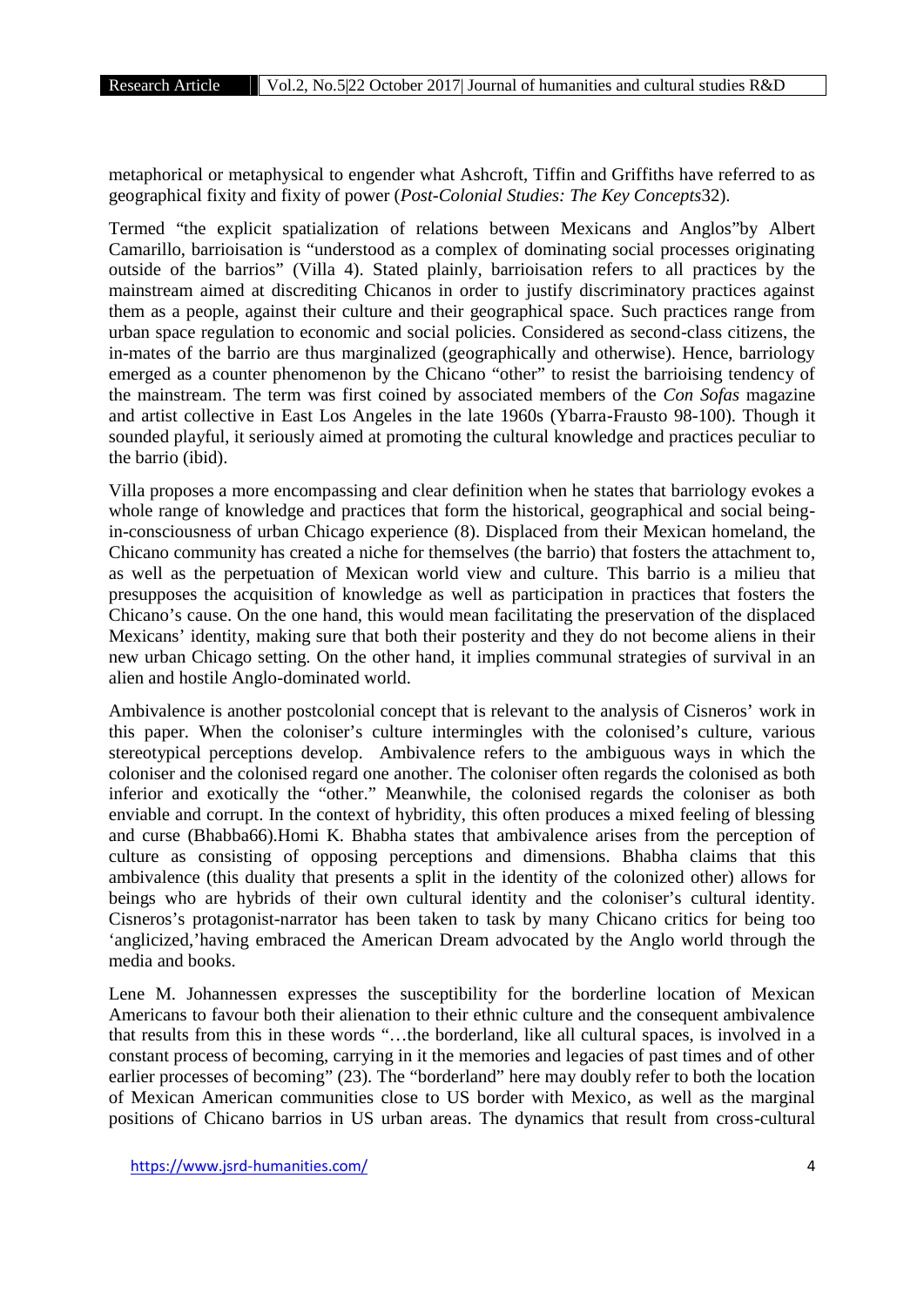metaphorical or metaphysical to engender what Ashcroft, Tiffin and Griffiths have referred to as geographical fixity and fixity of power (*Post-Colonial Studies: The Key Concepts*32).

Termed "the explicit spatialization of relations between Mexicans and Anglos"by Albert Camarillo, barrioisation is "understood as a complex of dominating social processes originating outside of the barrios" (Villa 4). Stated plainly, barrioisation refers to all practices by the mainstream aimed at discrediting Chicanos in order to justify discriminatory practices against them as a people, against their culture and their geographical space. Such practices range from urban space regulation to economic and social policies. Considered as second-class citizens, the in-mates of the barrio are thus marginalized (geographically and otherwise). Hence, barriology emerged as a counter phenomenon by the Chicano "other" to resist the barrioising tendency of the mainstream. The term was first coined by associated members of the *Con Sofas* magazine and artist collective in East Los Angeles in the late 1960s (Ybarra-Frausto 98-100). Though it sounded playful, it seriously aimed at promoting the cultural knowledge and practices peculiar to the barrio (ibid).

Villa proposes a more encompassing and clear definition when he states that barriology evokes a whole range of knowledge and practices that form the historical, geographical and social being-in-consciousness of urban Chicago experience (8). Displaced from their Mexican homeland, the Chicano community has created a niche for themselves (the barrio) that fosters the attachment to, as well as the perpetuation of Mexican world view and culture. This barrio is a milieu that presupposes the acquisition of knowledge as well as participation in practices that fosters the Chicano's cause. On the one hand, this would mean facilitating the preservation of the displaced Mexicans' identity, making sure that both their posterity and they do not become aliens in their new urban Chicago setting. On the other hand, it implies communal strategies of survival in an alien and hostile Anglo-dominated world.

Ambivalence is another postcolonial concept that is relevant to the analysis of Cisneros' work in this paper. When the coloniser's culture intermingles with the colonised's culture, various stereotypical perceptions develop. Ambivalence refers to the ambiguous ways in which the coloniser and the colonised regard one another. The coloniser often regards the colonised as both inferior and exotically the "other." Meanwhile, the colonised regards the coloniser as both enviable and corrupt. In the context of hybridity, this often produces a mixed feeling of blessing and curse (Bhabba66).Homi K. Bhabha states that ambivalence arises from the perception of culture as consisting of opposing perceptions and dimensions. Bhabha claims that this ambivalence (this duality that presents a split in the identity of the colonized other) allows for beings who are hybrids of their own cultural identity and the coloniser's cultural identity. Cisneros's protagonist-narrator has been taken to task by many Chicano critics for being too 'anglicized,'having embraced the American Dream advocated by the Anglo world through the media and books.

Lene M. Johannessen expresses the susceptibility for the borderline location of Mexican Americans to favour both their alienation to their ethnic culture and the consequent ambivalence that results from this in these words "…the borderland, like all cultural spaces, is involved in a constant process of becoming, carrying in it the memories and legacies of past times and of other earlier processes of becoming" (23). The "borderland" here may doubly refer to both the location of Mexican American communities close to US border with Mexico, as well as the marginal positions of Chicano barrios in US urban areas. The dynamics that result from cross-cultural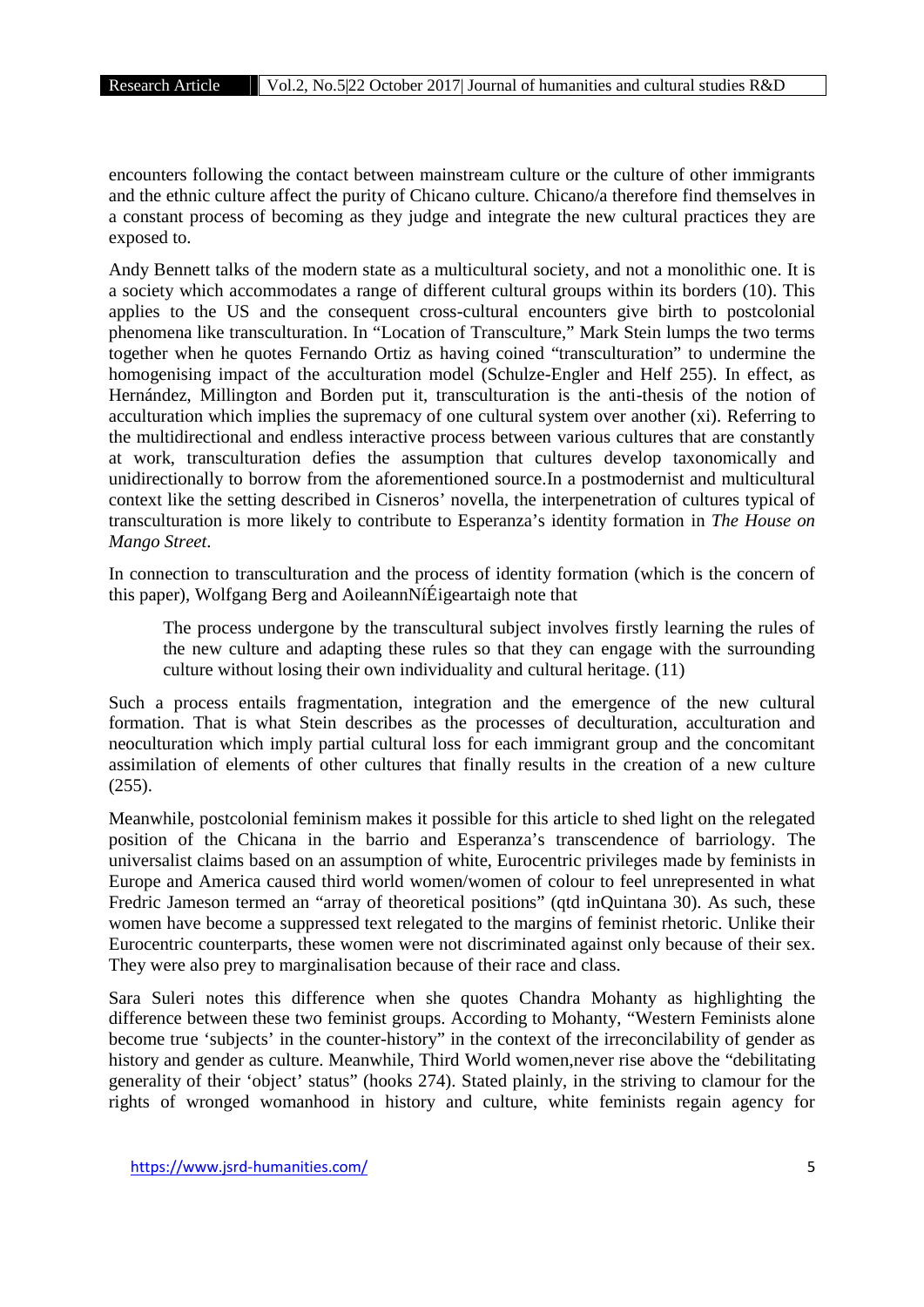encounters following the contact between mainstream culture or the culture of other immigrants and the ethnic culture affect the purity of Chicano culture. Chicano/a therefore find themselves in a constant process of becoming as they judge and integrate the new cultural practices they are exposed to.

Andy Bennett talks of the modern state as a multicultural society, and not a monolithic one. It is a society which accommodates a range of different cultural groups within its borders (10). This applies to the US and the consequent cross-cultural encounters give birth to postcolonial phenomena like transculturation. In "Location of Transculture," Mark Stein lumps the two terms together when he quotes Fernando Ortiz as having coined "transculturation" to undermine the homogenising impact of the acculturation model (Schulze-Engler and Helf 255). In effect, as Hernández, Millington and Borden put it, transculturation is the anti-thesis of the notion of acculturation which implies the supremacy of one cultural system over another (xi). Referring to the multidirectional and endless interactive process between various cultures that are constantly at work, transculturation defies the assumption that cultures develop taxonomically and unidirectionally to borrow from the aforementioned source.In a postmodernist and multicultural context like the setting described in Cisneros' novella, the interpenetration of cultures typical of transculturation is more likely to contribute to Esperanza's identity formation in *The House on Mango Street*.

In connection to transculturation and the process of identity formation (which is the concern of this paper), Wolfgang Berg and AoileannNíÉigeartaigh note that

> The process undergone by the transcultural subject involves firstly learning the rules of the new culture and adapting these rules so that they can engage with the surrounding culture without losing their own individuality and cultural heritage. (11)

Such a process entails fragmentation, integration and the emergence of the new cultural formation. That is what Stein describes as the processes of deculturation, acculturation and neoculturation which imply partial cultural loss for each immigrant group and the concomitant assimilation of elements of other cultures that finally results in the creation of a new culture (255).

Meanwhile, postcolonial feminism makes it possible for this article to shed light on the relegated position of the Chicana in the barrio and Esperanza's transcendence of barriology. The universalist claims based on an assumption of white, Eurocentric privileges made by feminists in Europe and America caused third world women/women of colour to feel unrepresented in what Fredric Jameson termed an "array of theoretical positions" (qtd inQuintana 30). As such, these women have become a suppressed text relegated to the margins of feminist rhetoric. Unlike their Eurocentric counterparts, these women were not discriminated against only because of their sex. They were also prey to marginalisation because of their race and class.

Sara Suleri notes this difference when she quotes Chandra Mohanty as highlighting the difference between these two feminist groups. According to Mohanty, "Western Feminists alone become true 'subjects' in the counter-history" in the context of the irreconcilability of gender as history and gender as culture. Meanwhile, Third World women,never rise above the "debilitating generality of their 'object' status" (hooks 274). Stated plainly, in the striving to clamour for the rights of wronged womanhood in history and culture, white feminists regain agency for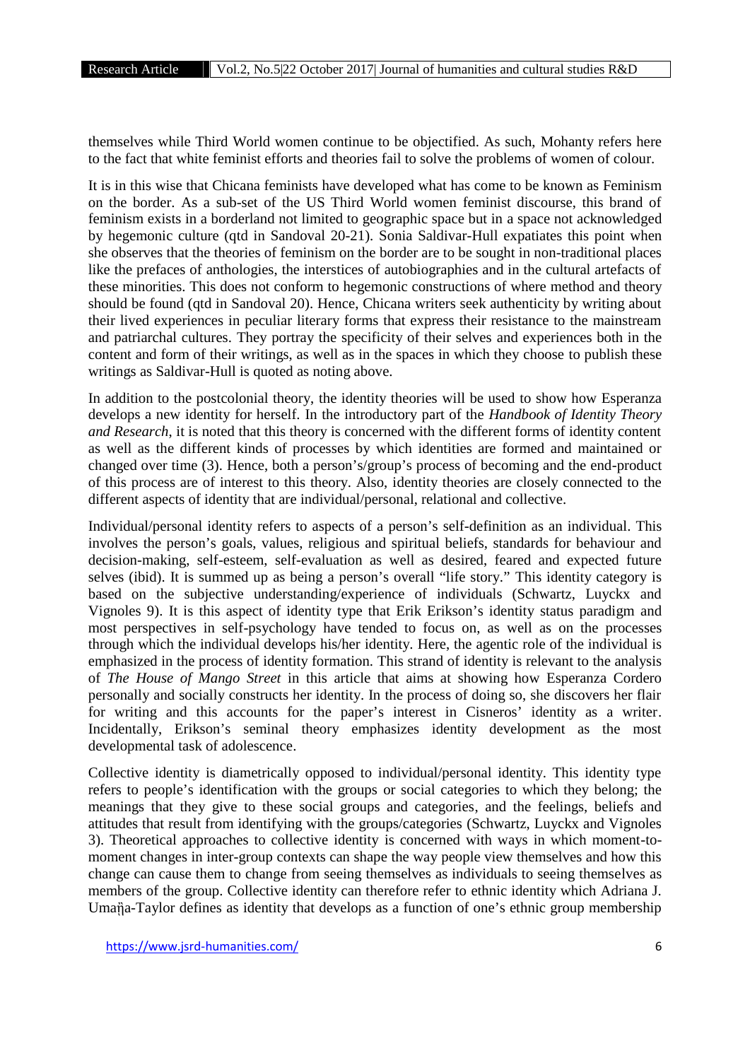themselves while Third World women continue to be objectified. As such, Mohanty refers here to the fact that white feminist efforts and theories fail to solve the problems of women of colour.

It is in this wise that Chicana feminists have developed what has come to be known as Feminism on the border. As a sub-set of the US Third World women feminist discourse, this brand of feminism exists in a borderland not limited to geographic space but in a space not acknowledged by hegemonic culture (qtd in Sandoval 20-21). Sonia Saldivar-Hull expatiates this point when she observes that the theories of feminism on the border are to be sought in non-traditional places like the prefaces of anthologies, the interstices of autobiographies and in the cultural artefacts of these minorities. This does not conform to hegemonic constructions of where method and theory should be found (qtd in Sandoval 20). Hence, Chicana writers seek authenticity by writing about their lived experiences in peculiar literary forms that express their resistance to the mainstream and patriarchal cultures. They portray the specificity of their selves and experiences both in the content and form of their writings, as well as in the spaces in which they choose to publish these writings as Saldivar-Hull is quoted as noting above.

In addition to the postcolonial theory, the identity theories will be used to show how Esperanza develops a new identity for herself. In the introductory part of the *Handbook of Identity Theory and Research*, it is noted that this theory is concerned with the different forms of identity content as well as the different kinds of processes by which identities are formed and maintained or changed over time (3). Hence, both a person's/group's process of becoming and the end-product of this process are of interest to this theory. Also, identity theories are closely connected to the different aspects of identity that are individual/personal, relational and collective.

Individual/personal identity refers to aspects of a person's self-definition as an individual. This involves the person's goals, values, religious and spiritual beliefs, standards for behaviour and decision-making, self-esteem, self-evaluation as well as desired, feared and expected future selves (ibid). It is summed up as being a person's overall "life story." This identity category is based on the subjective understanding/experience of individuals (Schwartz, Luyckx and Vignoles 9). It is this aspect of identity type that Erik Erikson's identity status paradigm and most perspectives in self-psychology have tended to focus on, as well as on the processes through which the individual develops his/her identity. Here, the agentic role of the individual is emphasized in the process of identity formation. This strand of identity is relevant to the analysis of *The House of Mango Street* in this article that aims at showing how Esperanza Cordero personally and socially constructs her identity. In the process of doing so, she discovers her flair for writing and this accounts for the paper's interest in Cisneros' identity as a writer. Incidentally, Erikson's seminal theory emphasizes identity development as the most developmental task of adolescence.

Collective identity is diametrically opposed to individual/personal identity. This identity type refers to people's identification with the groups or social categories to which they belong; the meanings that they give to these social groups and categories, and the feelings, beliefs and attitudes that result from identifying with the groups/categories (Schwartz, Luyckx and Vignoles 3). Theoretical approaches to collective identity is concerned with ways in which moment-to-moment changes in inter-group contexts can shape the way people view themselves and how this change can cause them to change from seeing themselves as individuals to seeing themselves as members of the group. Collective identity can therefore refer to ethnic identity which Adriana J. Umaῆa-Taylor defines as identity that develops as a function of one's ethnic group membership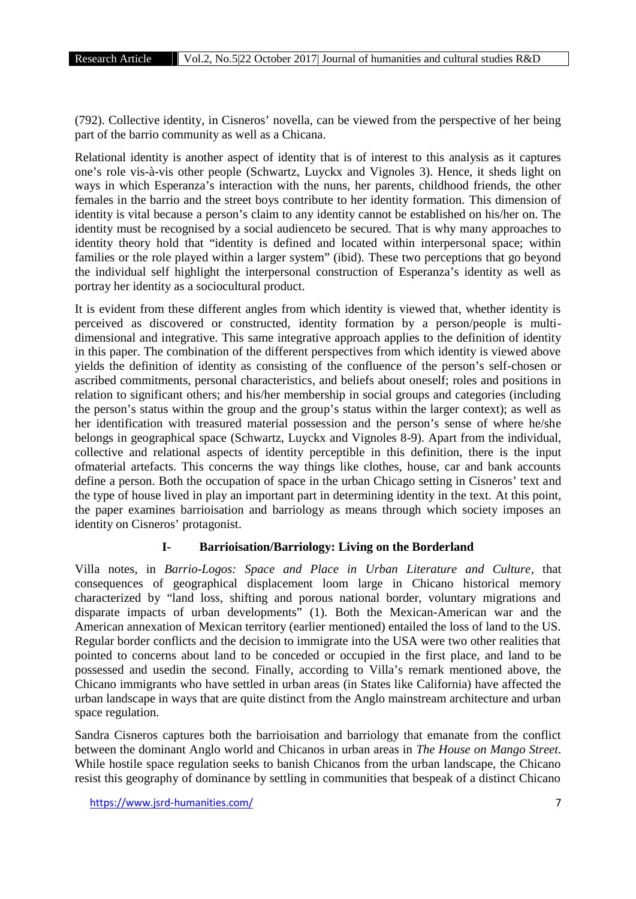(792). Collective identity, in Cisneros' novella, can be viewed from the perspective of her being part of the barrio community as well as a Chicana.

Relational identity is another aspect of identity that is of interest to this analysis as it captures one's role vis-à-vis other people (Schwartz, Luyckx and Vignoles 3). Hence, it sheds light on ways in which Esperanza's interaction with the nuns, her parents, childhood friends, the other females in the barrio and the street boys contribute to her identity formation. This dimension of identity is vital because a person's claim to any identity cannot be established on his/her on. The identity must be recognised by a social audienceto be secured. That is why many approaches to identity theory hold that "identity is defined and located within interpersonal space; within families or the role played within a larger system" (ibid). These two perceptions that go beyond the individual self highlight the interpersonal construction of Esperanza's identity as well as portray her identity as a sociocultural product.

It is evident from these different angles from which identity is viewed that, whether identity is perceived as discovered or constructed, identity formation by a person/people is multi-dimensional and integrative. This same integrative approach applies to the definition of identity in this paper. The combination of the different perspectives from which identity is viewed above yields the definition of identity as consisting of the confluence of the person's self-chosen or ascribed commitments, personal characteristics, and beliefs about oneself; roles and positions in relation to significant others; and his/her membership in social groups and categories (including the person's status within the group and the group's status within the larger context); as well as her identification with treasured material possession and the person's sense of where he/she belongs in geographical space (Schwartz, Luyckx and Vignoles 8-9). Apart from the individual, collective and relational aspects of identity perceptible in this definition, there is the input ofmaterial artefacts. This concerns the way things like clothes, house, car and bank accounts define a person. Both the occupation of space in the urban Chicago setting in Cisneros' text and the type of house lived in play an important part in determining identity in the text. At this point, the paper examines barrioisation and barriology as means through which society imposes an identity on Cisneros' protagonist.

## I- Barrioisation/Barriology: Living on the Borderland

Villa notes, in *Barrio-Logos: Space and Place in Urban Literature and Culture*, that consequences of geographical displacement loom large in Chicano historical memory characterized by "land loss, shifting and porous national border, voluntary migrations and disparate impacts of urban developments" (1). Both the Mexican-American war and the American annexation of Mexican territory (earlier mentioned) entailed the loss of land to the US. Regular border conflicts and the decision to immigrate into the USA were two other realities that pointed to concerns about land to be conceded or occupied in the first place, and land to be possessed and usedin the second. Finally, according to Villa's remark mentioned above, the Chicano immigrants who have settled in urban areas (in States like California) have affected the urban landscape in ways that are quite distinct from the Anglo mainstream architecture and urban space regulation.

Sandra Cisneros captures both the barrioisation and barriology that emanate from the conflict between the dominant Anglo world and Chicanos in urban areas in *The House on Mango Street*. While hostile space regulation seeks to banish Chicanos from the urban landscape, the Chicano resist this geography of dominance by settling in communities that bespeak of a distinct Chicano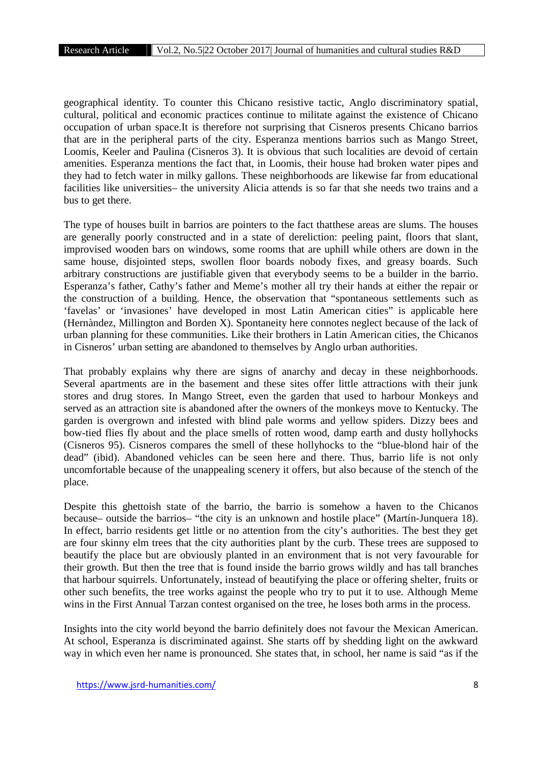geographical identity. To counter this Chicano resistive tactic, Anglo discriminatory spatial, cultural, political and economic practices continue to militate against the existence of Chicano occupation of urban space.It is therefore not surprising that Cisneros presents Chicano barrios that are in the peripheral parts of the city. Esperanza mentions barrios such as Mango Street, Loomis, Keeler and Paulina (Cisneros 3). It is obvious that such localities are devoid of certain amenities. Esperanza mentions the fact that, in Loomis, their house had broken water pipes and they had to fetch water in milky gallons. These neighborhoods are likewise far from educational facilities like universities– the university Alicia attends is so far that she needs two trains and a bus to get there.

The type of houses built in barrios are pointers to the fact thatthese areas are slums. The houses are generally poorly constructed and in a state of dereliction: peeling paint, floors that slant, improvised wooden bars on windows, some rooms that are uphill while others are down in the same house, disjointed steps, swollen floor boards nobody fixes, and greasy boards. Such arbitrary constructions are justifiable given that everybody seems to be a builder in the barrio. Esperanza's father, Cathy's father and Meme's mother all try their hands at either the repair or the construction of a building. Hence, the observation that "spontaneous settlements such as 'favelas' or 'invasiones' have developed in most Latin American cities" is applicable here (Hernàndez, Millington and Borden X). Spontaneity here connotes neglect because of the lack of urban planning for these communities. Like their brothers in Latin American cities, the Chicanos in Cisneros' urban setting are abandoned to themselves by Anglo urban authorities.

That probably explains why there are signs of anarchy and decay in these neighborhoods. Several apartments are in the basement and these sites offer little attractions with their junk stores and drug stores. In Mango Street, even the garden that used to harbour Monkeys and served as an attraction site is abandoned after the owners of the monkeys move to Kentucky. The garden is overgrown and infested with blind pale worms and yellow spiders. Dizzy bees and bow-tied flies fly about and the place smells of rotten wood, damp earth and dusty hollyhocks (Cisneros 95). Cisneros compares the smell of these hollyhocks to the "blue-blond hair of the dead" (ibid). Abandoned vehicles can be seen here and there. Thus, barrio life is not only uncomfortable because of the unappealing scenery it offers, but also because of the stench of the place.

Despite this ghettoish state of the barrio, the barrio is somehow a haven to the Chicanos because– outside the barrios– "the city is an unknown and hostile place" (Martín-Junquera 18). In effect, barrio residents get little or no attention from the city's authorities. The best they get are four skinny elm trees that the city authorities plant by the curb. These trees are supposed to beautify the place but are obviously planted in an environment that is not very favourable for their growth. But then the tree that is found inside the barrio grows wildly and has tall branches that harbour squirrels. Unfortunately, instead of beautifying the place or offering shelter, fruits or other such benefits, the tree works against the people who try to put it to use. Although Meme wins in the First Annual Tarzan contest organised on the tree, he loses both arms in the process.

Insights into the city world beyond the barrio definitely does not favour the Mexican American. At school, Esperanza is discriminated against. She starts off by shedding light on the awkward way in which even her name is pronounced. She states that, in school, her name is said "as if the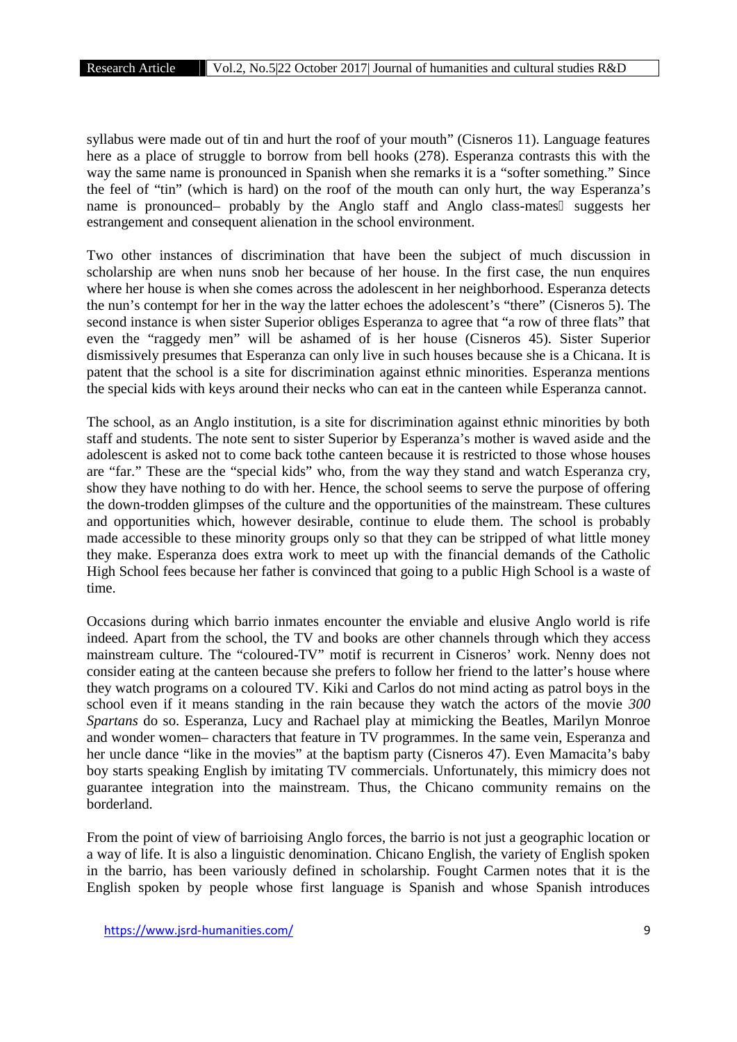syllabus were made out of tin and hurt the roof of your mouth" (Cisneros 11). Language features here as a place of struggle to borrow from bell hooks (278). Esperanza contrasts this with the way the same name is pronounced in Spanish when she remarks it is a "softer something." Since the feel of "tin" (which is hard) on the roof of the mouth can only hurt, the way Esperanza's name is pronounced– probably by the Anglo staff and Anglo class-mates suggests her estrangement and consequent alienation in the school environment.

Two other instances of discrimination that have been the subject of much discussion in scholarship are when nuns snob her because of her house. In the first case, the nun enquires where her house is when she comes across the adolescent in her neighborhood. Esperanza detects the nun's contempt for her in the way the latter echoes the adolescent's "there" (Cisneros 5). The second instance is when sister Superior obliges Esperanza to agree that "a row of three flats" that even the "raggedy men" will be ashamed of is her house (Cisneros 45). Sister Superior dismissively presumes that Esperanza can only live in such houses because she is a Chicana. It is patent that the school is a site for discrimination against ethnic minorities. Esperanza mentions the special kids with keys around their necks who can eat in the canteen while Esperanza cannot.

The school, as an Anglo institution, is a site for discrimination against ethnic minorities by both staff and students. The note sent to sister Superior by Esperanza's mother is waved aside and the adolescent is asked not to come back tothe canteen because it is restricted to those whose houses are "far." These are the "special kids" who, from the way they stand and watch Esperanza cry, show they have nothing to do with her. Hence, the school seems to serve the purpose of offering the down-trodden glimpses of the culture and the opportunities of the mainstream. These cultures and opportunities which, however desirable, continue to elude them. The school is probably made accessible to these minority groups only so that they can be stripped of what little money they make. Esperanza does extra work to meet up with the financial demands of the Catholic High School fees because her father is convinced that going to a public High School is a waste of time.

Occasions during which barrio inmates encounter the enviable and elusive Anglo world is rife indeed. Apart from the school, the TV and books are other channels through which they access mainstream culture. The "coloured-TV" motif is recurrent in Cisneros' work. Nenny does not consider eating at the canteen because she prefers to follow her friend to the latter's house where they watch programs on a coloured TV. Kiki and Carlos do not mind acting as patrol boys in the school even if it means standing in the rain because they watch the actors of the movie *300 Spartans* do so. Esperanza, Lucy and Rachael play at mimicking the Beatles, Marilyn Monroe and wonder women– characters that feature in TV programmes. In the same vein, Esperanza and her uncle dance "like in the movies" at the baptism party (Cisneros 47). Even Mamacita's baby boy starts speaking English by imitating TV commercials. Unfortunately, this mimicry does not guarantee integration into the mainstream. Thus, the Chicano community remains on the borderland.

From the point of view of barrioising Anglo forces, the barrio is not just a geographic location or a way of life. It is also a linguistic denomination. Chicano English, the variety of English spoken in the barrio, has been variously defined in scholarship. Fought Carmen notes that it is the English spoken by people whose first language is Spanish and whose Spanish introduces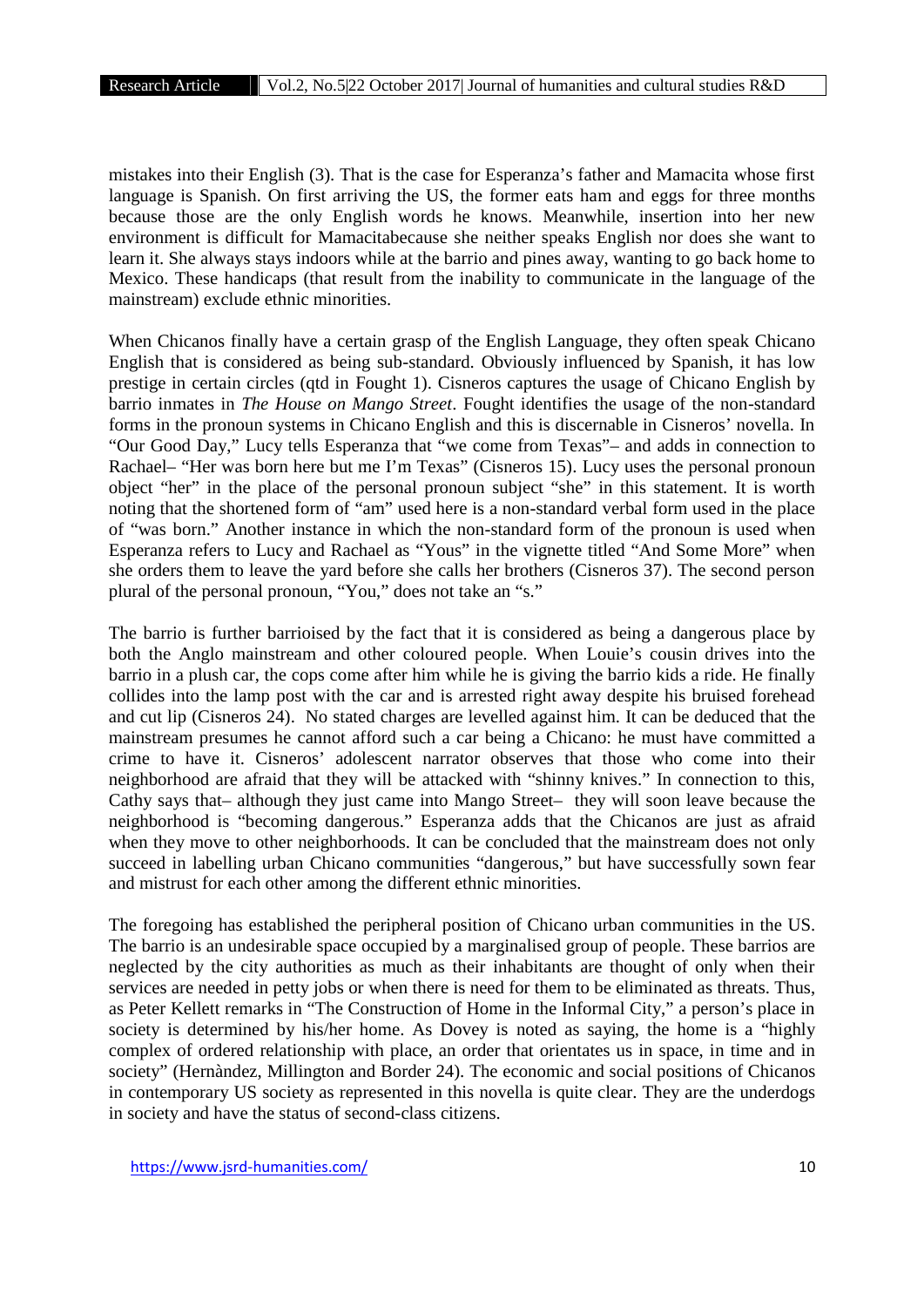mistakes into their English (3). That is the case for Esperanza's father and Mamacita whose first language is Spanish. On first arriving the US, the former eats ham and eggs for three months because those are the only English words he knows. Meanwhile, insertion into her new environment is difficult for Mamacitabecause she neither speaks English nor does she want to learn it. She always stays indoors while at the barrio and pines away, wanting to go back home to Mexico. These handicaps (that result from the inability to communicate in the language of the mainstream) exclude ethnic minorities.

When Chicanos finally have a certain grasp of the English Language, they often speak Chicano English that is considered as being sub-standard. Obviously influenced by Spanish, it has low prestige in certain circles (qtd in Fought 1). Cisneros captures the usage of Chicano English by barrio inmates in *The House on Mango Street*. Fought identifies the usage of the non-standard forms in the pronoun systems in Chicano English and this is discernable in Cisneros' novella. In "Our Good Day," Lucy tells Esperanza that "we come from Texas"– and adds in connection to Rachael– "Her was born here but me I'm Texas" (Cisneros 15). Lucy uses the personal pronoun object "her" in the place of the personal pronoun subject "she" in this statement. It is worth noting that the shortened form of "am" used here is a non-standard verbal form used in the place of "was born." Another instance in which the non-standard form of the pronoun is used when Esperanza refers to Lucy and Rachael as "Yous" in the vignette titled "And Some More" when she orders them to leave the yard before she calls her brothers (Cisneros 37). The second person plural of the personal pronoun, "You," does not take an "s."

The barrio is further barrioised by the fact that it is considered as being a dangerous place by both the Anglo mainstream and other coloured people. When Louie's cousin drives into the barrio in a plush car, the cops come after him while he is giving the barrio kids a ride. He finally collides into the lamp post with the car and is arrested right away despite his bruised forehead and cut lip (Cisneros 24). No stated charges are levelled against him. It can be deduced that the mainstream presumes he cannot afford such a car being a Chicano: he must have committed a crime to have it. Cisneros' adolescent narrator observes that those who come into their neighborhood are afraid that they will be attacked with "shinny knives." In connection to this, Cathy says that– although they just came into Mango Street– they will soon leave because the neighborhood is "becoming dangerous." Esperanza adds that the Chicanos are just as afraid when they move to other neighborhoods. It can be concluded that the mainstream does not only succeed in labelling urban Chicano communities "dangerous," but have successfully sown fear and mistrust for each other among the different ethnic minorities.

The foregoing has established the peripheral position of Chicano urban communities in the US. The barrio is an undesirable space occupied by a marginalised group of people. These barrios are neglected by the city authorities as much as their inhabitants are thought of only when their services are needed in petty jobs or when there is need for them to be eliminated as threats. Thus, as Peter Kellett remarks in "The Construction of Home in the Informal City," a person's place in society is determined by his/her home. As Dovey is noted as saying, the home is a "highly complex of ordered relationship with place, an order that orientates us in space, in time and in society" (Hernàndez, Millington and Border 24). The economic and social positions of Chicanos in contemporary US society as represented in this novella is quite clear. They are the underdogs in society and have the status of second-class citizens.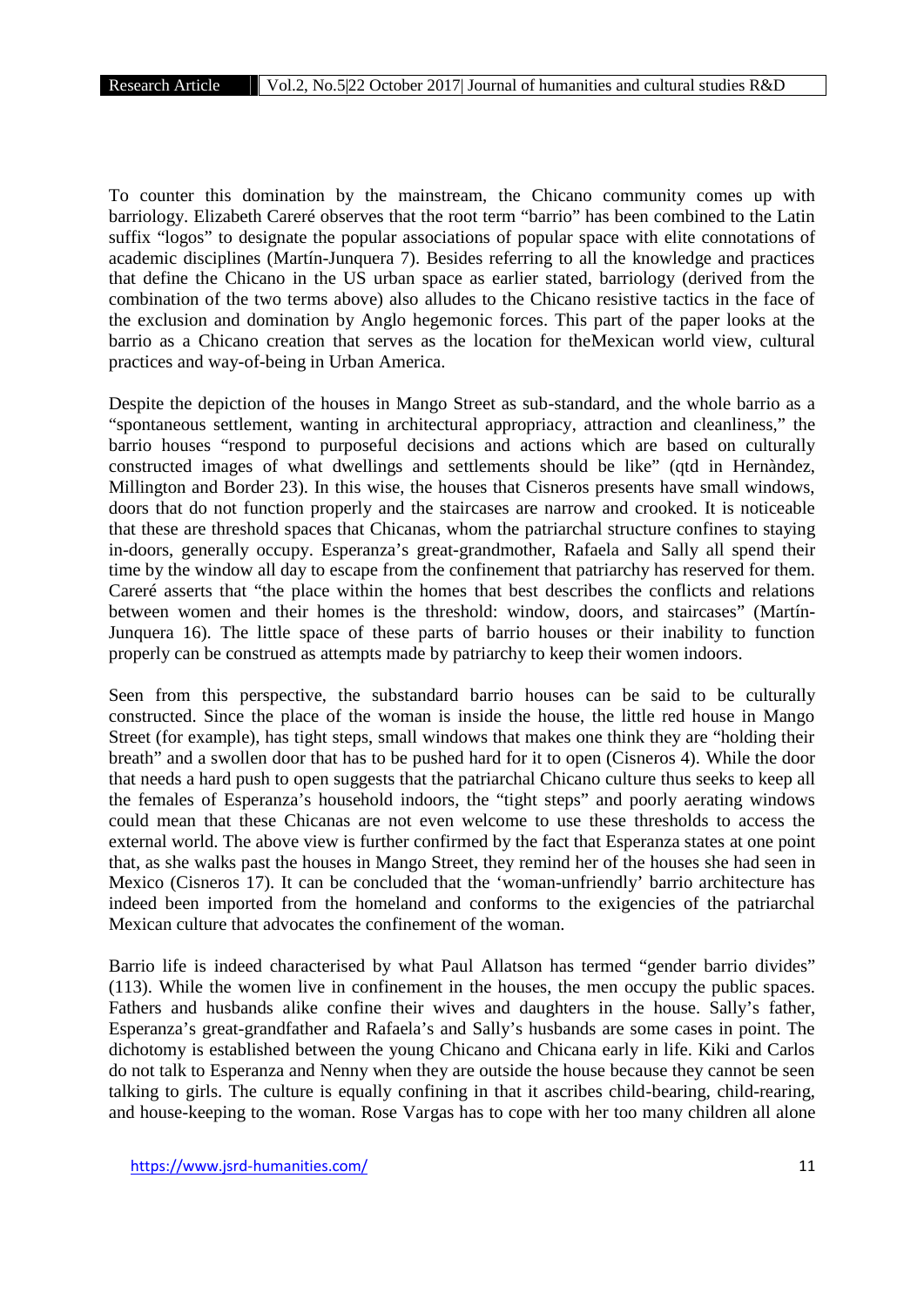To counter this domination by the mainstream, the Chicano community comes up with barriology. Elizabeth Careré observes that the root term "barrio" has been combined to the Latin suffix "logos" to designate the popular associations of popular space with elite connotations of academic disciplines (Martín-Junquera 7). Besides referring to all the knowledge and practices that define the Chicano in the US urban space as earlier stated, barriology (derived from the combination of the two terms above) also alludes to the Chicano resistive tactics in the face of the exclusion and domination by Anglo hegemonic forces. This part of the paper looks at the barrio as a Chicano creation that serves as the location for theMexican world view, cultural practices and way-of-being in Urban America.

Despite the depiction of the houses in Mango Street as sub-standard, and the whole barrio as a "spontaneous settlement, wanting in architectural appropriacy, attraction and cleanliness," the barrio houses "respond to purposeful decisions and actions which are based on culturally constructed images of what dwellings and settlements should be like" (qtd in Hernàndez, Millington and Border 23). In this wise, the houses that Cisneros presents have small windows, doors that do not function properly and the staircases are narrow and crooked. It is noticeable that these are threshold spaces that Chicanas, whom the patriarchal structure confines to staying in-doors, generally occupy. Esperanza's great-grandmother, Rafaela and Sally all spend their time by the window all day to escape from the confinement that patriarchy has reserved for them. Careré asserts that "the place within the homes that best describes the conflicts and relations between women and their homes is the threshold: window, doors, and staircases" (Martín-Junquera 16). The little space of these parts of barrio houses or their inability to function properly can be construed as attempts made by patriarchy to keep their women indoors.

Seen from this perspective, the substandard barrio houses can be said to be culturally constructed. Since the place of the woman is inside the house, the little red house in Mango Street (for example), has tight steps, small windows that makes one think they are "holding their breath" and a swollen door that has to be pushed hard for it to open (Cisneros 4). While the door that needs a hard push to open suggests that the patriarchal Chicano culture thus seeks to keep all the females of Esperanza's household indoors, the "tight steps" and poorly aerating windows could mean that these Chicanas are not even welcome to use these thresholds to access the external world. The above view is further confirmed by the fact that Esperanza states at one point that, as she walks past the houses in Mango Street, they remind her of the houses she had seen in Mexico (Cisneros 17). It can be concluded that the 'woman-unfriendly' barrio architecture has indeed been imported from the homeland and conforms to the exigencies of the patriarchal Mexican culture that advocates the confinement of the woman.

Barrio life is indeed characterised by what Paul Allatson has termed "gender barrio divides" (113). While the women live in confinement in the houses, the men occupy the public spaces. Fathers and husbands alike confine their wives and daughters in the house. Sally's father, Esperanza's great-grandfather and Rafaela's and Sally's husbands are some cases in point. The dichotomy is established between the young Chicano and Chicana early in life. Kiki and Carlos do not talk to Esperanza and Nenny when they are outside the house because they cannot be seen talking to girls. The culture is equally confining in that it ascribes child-bearing, child-rearing, and house-keeping to the woman. Rose Vargas has to cope with her too many children all alone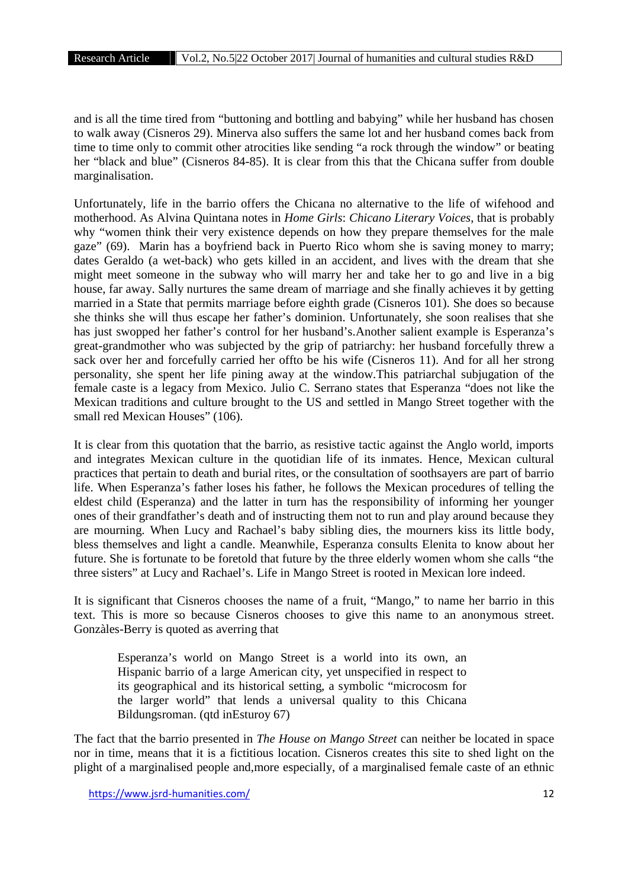and is all the time tired from "buttoning and bottling and babying" while her husband has chosen to walk away (Cisneros 29). Minerva also suffers the same lot and her husband comes back from time to time only to commit other atrocities like sending "a rock through the window" or beating her "black and blue" (Cisneros 84-85). It is clear from this that the Chicana suffer from double marginalisation.

Unfortunately, life in the barrio offers the Chicana no alternative to the life of wifehood and motherhood. As Alvina Quintana notes in *Home Girls*: *Chicano Literary Voices*, that is probably why "women think their very existence depends on how they prepare themselves for the male gaze" (69). Marin has a boyfriend back in Puerto Rico whom she is saving money to marry; dates Geraldo (a wet-back) who gets killed in an accident, and lives with the dream that she might meet someone in the subway who will marry her and take her to go and live in a big house, far away. Sally nurtures the same dream of marriage and she finally achieves it by getting married in a State that permits marriage before eighth grade (Cisneros 101). She does so because she thinks she will thus escape her father's dominion. Unfortunately, she soon realises that she has just swopped her father's control for her husband's.Another salient example is Esperanza's great-grandmother who was subjected by the grip of patriarchy: her husband forcefully threw a sack over her and forcefully carried her offto be his wife (Cisneros 11). And for all her strong personality, she spent her life pining away at the window.This patriarchal subjugation of the female caste is a legacy from Mexico. Julio C. Serrano states that Esperanza "does not like the Mexican traditions and culture brought to the US and settled in Mango Street together with the small red Mexican Houses" (106).

It is clear from this quotation that the barrio, as resistive tactic against the Anglo world, imports and integrates Mexican culture in the quotidian life of its inmates. Hence, Mexican cultural practices that pertain to death and burial rites, or the consultation of soothsayers are part of barrio life. When Esperanza's father loses his father, he follows the Mexican procedures of telling the eldest child (Esperanza) and the latter in turn has the responsibility of informing her younger ones of their grandfather's death and of instructing them not to run and play around because they are mourning. When Lucy and Rachael's baby sibling dies, the mourners kiss its little body, bless themselves and light a candle. Meanwhile, Esperanza consults Elenita to know about her future. She is fortunate to be foretold that future by the three elderly women whom she calls "the three sisters" at Lucy and Rachael's. Life in Mango Street is rooted in Mexican lore indeed.

It is significant that Cisneros chooses the name of a fruit, "Mango," to name her barrio in this text. This is more so because Cisneros chooses to give this name to an anonymous street. Gonzàles-Berry is quoted as averring that

> Esperanza's world on Mango Street is a world into its own, an Hispanic barrio of a large American city, yet unspecified in respect to its geographical and its historical setting, a symbolic "microcosm for the larger world" that lends a universal quality to this Chicana Bildungsroman. (qtd inEsturoy 67)

The fact that the barrio presented in *The House on Mango Street* can neither be located in space nor in time, means that it is a fictitious location. Cisneros creates this site to shed light on the plight of a marginalised people and,more especially, of a marginalised female caste of an ethnic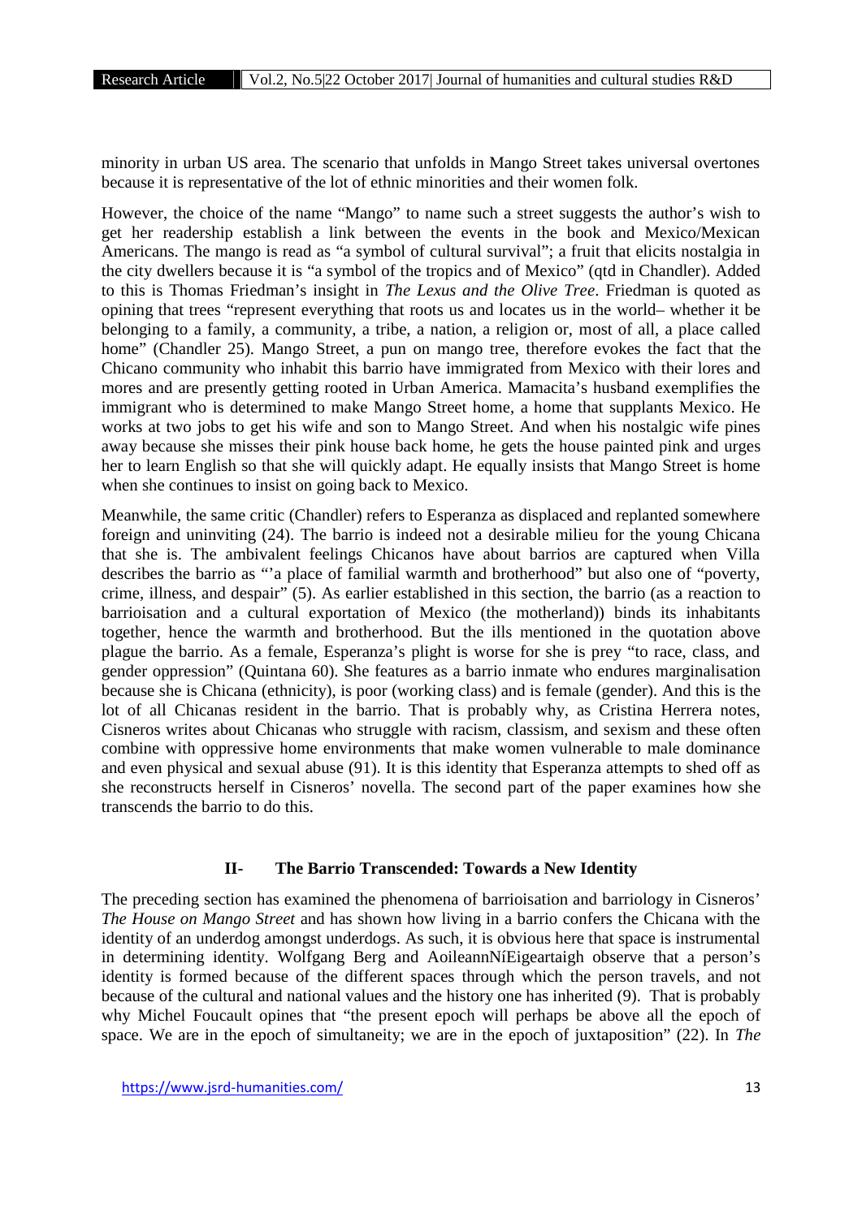minority in urban US area. The scenario that unfolds in Mango Street takes universal overtones because it is representative of the lot of ethnic minorities and their women folk.

However, the choice of the name "Mango" to name such a street suggests the author's wish to get her readership establish a link between the events in the book and Mexico/Mexican Americans. The mango is read as "a symbol of cultural survival"; a fruit that elicits nostalgia in the city dwellers because it is "a symbol of the tropics and of Mexico" (qtd in Chandler). Added to this is Thomas Friedman's insight in *The Lexus and the Olive Tree*. Friedman is quoted as opining that trees "represent everything that roots us and locates us in the world– whether it be belonging to a family, a community, a tribe, a nation, a religion or, most of all, a place called home" (Chandler 25). Mango Street, a pun on mango tree, therefore evokes the fact that the Chicano community who inhabit this barrio have immigrated from Mexico with their lores and mores and are presently getting rooted in Urban America. Mamacita's husband exemplifies the immigrant who is determined to make Mango Street home, a home that supplants Mexico. He works at two jobs to get his wife and son to Mango Street. And when his nostalgic wife pines away because she misses their pink house back home, he gets the house painted pink and urges her to learn English so that she will quickly adapt. He equally insists that Mango Street is home when she continues to insist on going back to Mexico.

Meanwhile, the same critic (Chandler) refers to Esperanza as displaced and replanted somewhere foreign and uninviting (24). The barrio is indeed not a desirable milieu for the young Chicana that she is. The ambivalent feelings Chicanos have about barrios are captured when Villa describes the barrio as "'a place of familial warmth and brotherhood" but also one of "poverty, crime, illness, and despair" (5). As earlier established in this section, the barrio (as a reaction to barrioisation and a cultural exportation of Mexico (the motherland)) binds its inhabitants together, hence the warmth and brotherhood. But the ills mentioned in the quotation above plague the barrio. As a female, Esperanza's plight is worse for she is prey "to race, class, and gender oppression" (Quintana 60). She features as a barrio inmate who endures marginalisation because she is Chicana (ethnicity), is poor (working class) and is female (gender). And this is the lot of all Chicanas resident in the barrio. That is probably why, as Cristina Herrera notes, Cisneros writes about Chicanas who struggle with racism, classism, and sexism and these often combine with oppressive home environments that make women vulnerable to male dominance and even physical and sexual abuse (91). It is this identity that Esperanza attempts to shed off as she reconstructs herself in Cisneros' novella. The second part of the paper examines how she transcends the barrio to do this.

## II- The Barrio Transcended: Towards a New Identity

The preceding section has examined the phenomena of barrioisation and barriology in Cisneros' *The House on Mango Street* and has shown how living in a barrio confers the Chicana with the identity of an underdog amongst underdogs. As such, it is obvious here that space is instrumental in determining identity. Wolfgang Berg and AoileannNíEigeartaigh observe that a person's identity is formed because of the different spaces through which the person travels, and not because of the cultural and national values and the history one has inherited (9). That is probably why Michel Foucault opines that "the present epoch will perhaps be above all the epoch of space. We are in the epoch of simultaneity; we are in the epoch of juxtaposition" (22). In *The*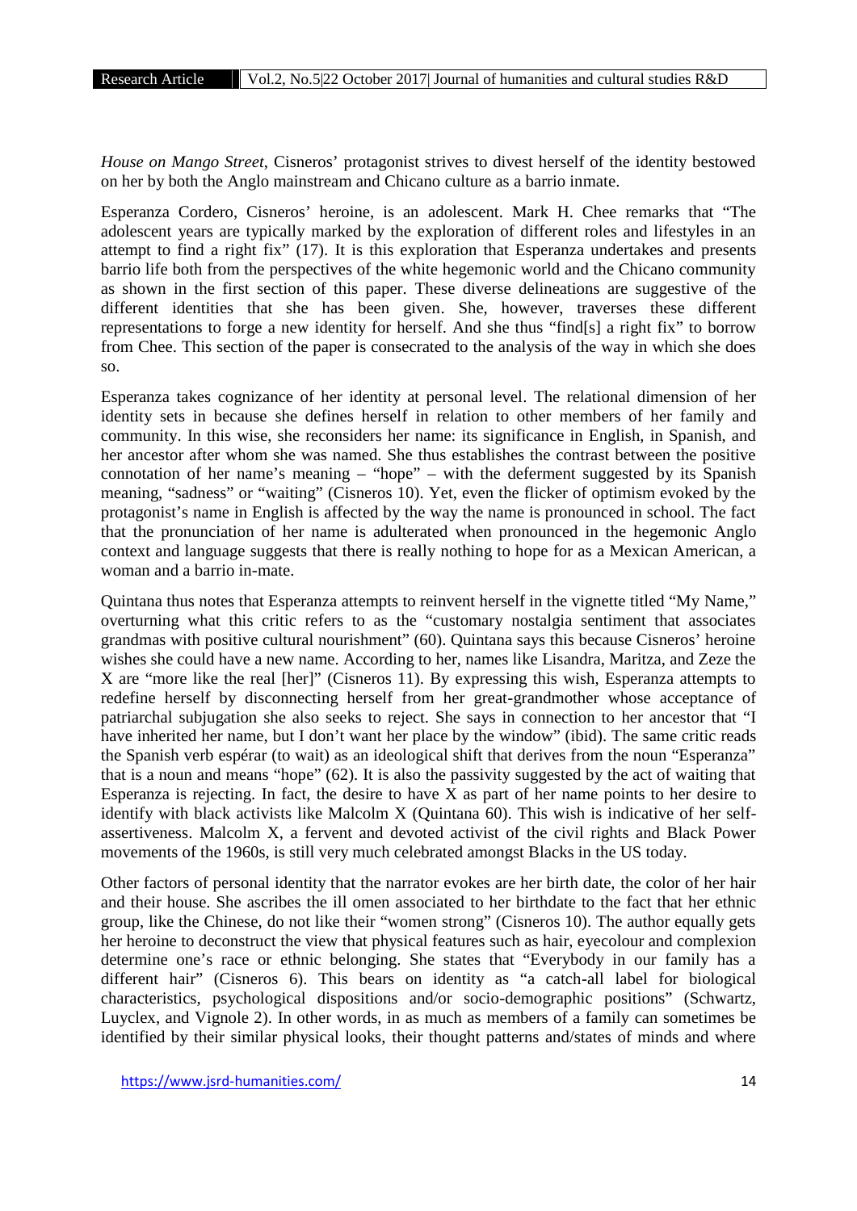*House on Mango Street*, Cisneros' protagonist strives to divest herself of the identity bestowed on her by both the Anglo mainstream and Chicano culture as a barrio inmate.

Esperanza Cordero, Cisneros' heroine, is an adolescent. Mark H. Chee remarks that "The adolescent years are typically marked by the exploration of different roles and lifestyles in an attempt to find a right fix" (17). It is this exploration that Esperanza undertakes and presents barrio life both from the perspectives of the white hegemonic world and the Chicano community as shown in the first section of this paper. These diverse delineations are suggestive of the different identities that she has been given. She, however, traverses these different representations to forge a new identity for herself. And she thus "find[s] a right fix" to borrow from Chee. This section of the paper is consecrated to the analysis of the way in which she does so.

Esperanza takes cognizance of her identity at personal level. The relational dimension of her identity sets in because she defines herself in relation to other members of her family and community. In this wise, she reconsiders her name: its significance in English, in Spanish, and her ancestor after whom she was named. She thus establishes the contrast between the positive connotation of her name's meaning – "hope" – with the deferment suggested by its Spanish meaning, "sadness" or "waiting" (Cisneros 10). Yet, even the flicker of optimism evoked by the protagonist's name in English is affected by the way the name is pronounced in school. The fact that the pronunciation of her name is adulterated when pronounced in the hegemonic Anglo context and language suggests that there is really nothing to hope for as a Mexican American, a woman and a barrio in-mate.

Quintana thus notes that Esperanza attempts to reinvent herself in the vignette titled "My Name," overturning what this critic refers to as the "customary nostalgia sentiment that associates grandmas with positive cultural nourishment" (60). Quintana says this because Cisneros' heroine wishes she could have a new name. According to her, names like Lisandra, Maritza, and Zeze the X are "more like the real [her]" (Cisneros 11). By expressing this wish, Esperanza attempts to redefine herself by disconnecting herself from her great-grandmother whose acceptance of patriarchal subjugation she also seeks to reject. She says in connection to her ancestor that "I have inherited her name, but I don't want her place by the window" (ibid). The same critic reads the Spanish verb espérar (to wait) as an ideological shift that derives from the noun "Esperanza" that is a noun and means "hope" (62). It is also the passivity suggested by the act of waiting that Esperanza is rejecting. In fact, the desire to have X as part of her name points to her desire to identify with black activists like Malcolm X (Quintana 60). This wish is indicative of her self-assertiveness. Malcolm X, a fervent and devoted activist of the civil rights and Black Power movements of the 1960s, is still very much celebrated amongst Blacks in the US today.

Other factors of personal identity that the narrator evokes are her birth date, the color of her hair and their house. She ascribes the ill omen associated to her birthdate to the fact that her ethnic group, like the Chinese, do not like their "women strong" (Cisneros 10). The author equally gets her heroine to deconstruct the view that physical features such as hair, eyecolour and complexion determine one's race or ethnic belonging. She states that "Everybody in our family has a different hair" (Cisneros 6). This bears on identity as "a catch-all label for biological characteristics, psychological dispositions and/or socio-demographic positions" (Schwartz, Luyclex, and Vignole 2). In other words, in as much as members of a family can sometimes be identified by their similar physical looks, their thought patterns and/states of minds and where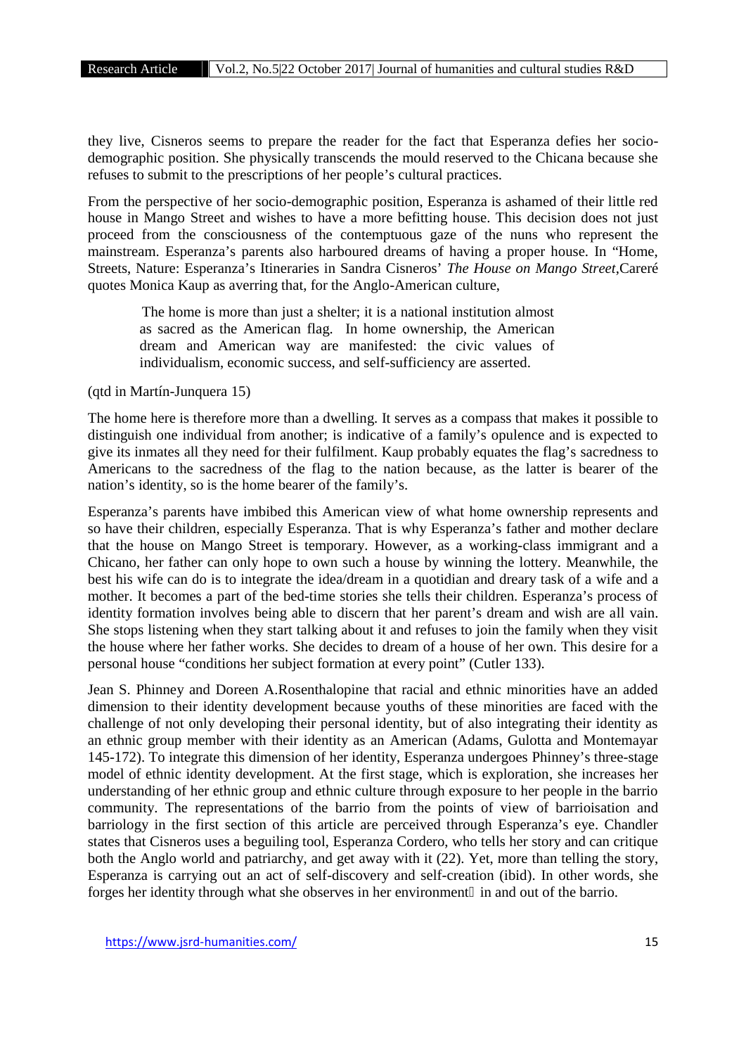they live, Cisneros seems to prepare the reader for the fact that Esperanza defies her socio-demographic position. She physically transcends the mould reserved to the Chicana because she refuses to submit to the prescriptions of her people's cultural practices.

From the perspective of her socio-demographic position, Esperanza is ashamed of their little red house in Mango Street and wishes to have a more befitting house. This decision does not just proceed from the consciousness of the contemptuous gaze of the nuns who represent the mainstream. Esperanza's parents also harboured dreams of having a proper house. In "Home, Streets, Nature: Esperanza's Itineraries in Sandra Cisneros' *The House on Mango Street*,Careré quotes Monica Kaup as averring that, for the Anglo-American culture,

> The home is more than just a shelter; it is a national institution almost as sacred as the American flag. In home ownership, the American dream and American way are manifested: the civic values of individualism, economic success, and self-sufficiency are asserted.

(qtd in Martín-Junquera 15)

The home here is therefore more than a dwelling. It serves as a compass that makes it possible to distinguish one individual from another; is indicative of a family's opulence and is expected to give its inmates all they need for their fulfilment. Kaup probably equates the flag's sacredness to Americans to the sacredness of the flag to the nation because, as the latter is bearer of the nation's identity, so is the home bearer of the family's.

Esperanza's parents have imbibed this American view of what home ownership represents and so have their children, especially Esperanza. That is why Esperanza's father and mother declare that the house on Mango Street is temporary. However, as a working-class immigrant and a Chicano, her father can only hope to own such a house by winning the lottery. Meanwhile, the best his wife can do is to integrate the idea/dream in a quotidian and dreary task of a wife and a mother. It becomes a part of the bed-time stories she tells their children. Esperanza's process of identity formation involves being able to discern that her parent's dream and wish are all vain. She stops listening when they start talking about it and refuses to join the family when they visit the house where her father works. She decides to dream of a house of her own. This desire for a personal house "conditions her subject formation at every point" (Cutler 133).

Jean S. Phinney and Doreen A.Rosenthalopine that racial and ethnic minorities have an added dimension to their identity development because youths of these minorities are faced with the challenge of not only developing their personal identity, but of also integrating their identity as an ethnic group member with their identity as an American (Adams, Gulotta and Montemayar 145-172). To integrate this dimension of her identity, Esperanza undergoes Phinney's three-stage model of ethnic identity development. At the first stage, which is exploration, she increases her understanding of her ethnic group and ethnic culture through exposure to her people in the barrio community. The representations of the barrio from the points of view of barrioisation and barriology in the first section of this article are perceived through Esperanza's eye. Chandler states that Cisneros uses a beguiling tool, Esperanza Cordero, who tells her story and can critique both the Anglo world and patriarchy, and get away with it (22). Yet, more than telling the story, Esperanza is carrying out an act of self-discovery and self-creation (ibid). In other words, she forges her identity through what she observes in her environment in and out of the barrio.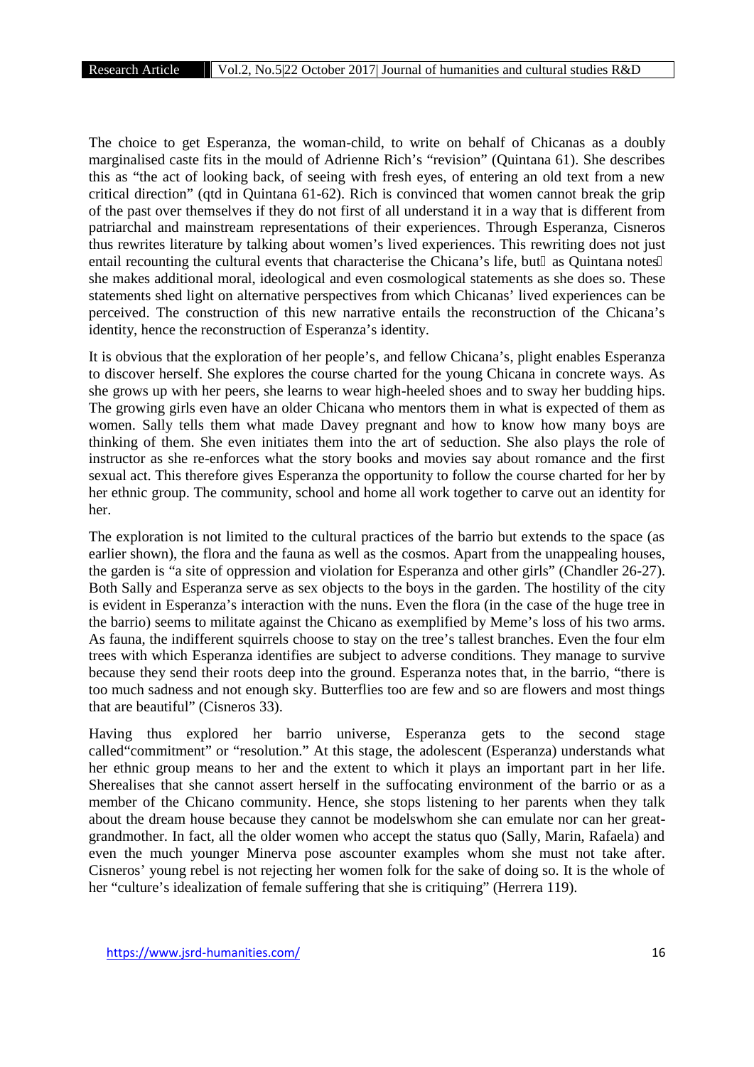The choice to get Esperanza, the woman-child, to write on behalf of Chicanas as a doubly marginalised caste fits in the mould of Adrienne Rich's "revision" (Quintana 61). She describes this as "the act of looking back, of seeing with fresh eyes, of entering an old text from a new critical direction" (qtd in Quintana 61-62). Rich is convinced that women cannot break the grip of the past over themselves if they do not first of all understand it in a way that is different from patriarchal and mainstream representations of their experiences. Through Esperanza, Cisneros thus rewrites literature by talking about women's lived experiences. This rewriting does not just entail recounting the cultural events that characterise the Chicana's life, but as Quintana notes she makes additional moral, ideological and even cosmological statements as she does so. These statements shed light on alternative perspectives from which Chicanas' lived experiences can be perceived. The construction of this new narrative entails the reconstruction of the Chicana's identity, hence the reconstruction of Esperanza's identity.

It is obvious that the exploration of her people's, and fellow Chicana's, plight enables Esperanza to discover herself. She explores the course charted for the young Chicana in concrete ways. As she grows up with her peers, she learns to wear high-heeled shoes and to sway her budding hips. The growing girls even have an older Chicana who mentors them in what is expected of them as women. Sally tells them what made Davey pregnant and how to know how many boys are thinking of them. She even initiates them into the art of seduction. She also plays the role of instructor as she re-enforces what the story books and movies say about romance and the first sexual act. This therefore gives Esperanza the opportunity to follow the course charted for her by her ethnic group. The community, school and home all work together to carve out an identity for her.

The exploration is not limited to the cultural practices of the barrio but extends to the space (as earlier shown), the flora and the fauna as well as the cosmos. Apart from the unappealing houses, the garden is "a site of oppression and violation for Esperanza and other girls" (Chandler 26-27). Both Sally and Esperanza serve as sex objects to the boys in the garden. The hostility of the city is evident in Esperanza's interaction with the nuns. Even the flora (in the case of the huge tree in the barrio) seems to militate against the Chicano as exemplified by Meme's loss of his two arms. As fauna, the indifferent squirrels choose to stay on the tree's tallest branches. Even the four elm trees with which Esperanza identifies are subject to adverse conditions. They manage to survive because they send their roots deep into the ground. Esperanza notes that, in the barrio, "there is too much sadness and not enough sky. Butterflies too are few and so are flowers and most things that are beautiful" (Cisneros 33).

Having thus explored her barrio universe, Esperanza gets to the second stage called"commitment" or "resolution." At this stage, the adolescent (Esperanza) understands what her ethnic group means to her and the extent to which it plays an important part in her life. Sherealises that she cannot assert herself in the suffocating environment of the barrio or as a member of the Chicano community. Hence, she stops listening to her parents when they talk about the dream house because they cannot be modelswhom she can emulate nor can her great-grandmother. In fact, all the older women who accept the status quo (Sally, Marin, Rafaela) and even the much younger Minerva pose ascounter examples whom she must not take after. Cisneros' young rebel is not rejecting her women folk for the sake of doing so. It is the whole of her "culture's idealization of female suffering that she is critiquing" (Herrera 119).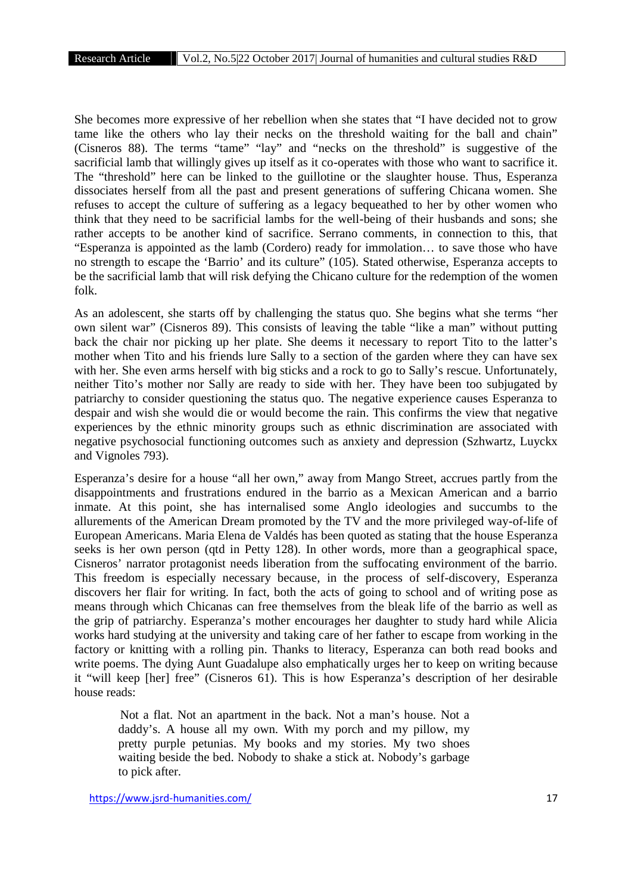She becomes more expressive of her rebellion when she states that "I have decided not to grow tame like the others who lay their necks on the threshold waiting for the ball and chain" (Cisneros 88). The terms "tame" "lay" and "necks on the threshold" is suggestive of the sacrificial lamb that willingly gives up itself as it co-operates with those who want to sacrifice it. The "threshold" here can be linked to the guillotine or the slaughter house. Thus, Esperanza dissociates herself from all the past and present generations of suffering Chicana women. She refuses to accept the culture of suffering as a legacy bequeathed to her by other women who think that they need to be sacrificial lambs for the well-being of their husbands and sons; she rather accepts to be another kind of sacrifice. Serrano comments, in connection to this, that "Esperanza is appointed as the lamb (Cordero) ready for immolation… to save those who have no strength to escape the 'Barrio' and its culture" (105). Stated otherwise, Esperanza accepts to be the sacrificial lamb that will risk defying the Chicano culture for the redemption of the women folk.

As an adolescent, she starts off by challenging the status quo. She begins what she terms "her own silent war" (Cisneros 89). This consists of leaving the table "like a man" without putting back the chair nor picking up her plate. She deems it necessary to report Tito to the latter's mother when Tito and his friends lure Sally to a section of the garden where they can have sex with her. She even arms herself with big sticks and a rock to go to Sally's rescue. Unfortunately, neither Tito's mother nor Sally are ready to side with her. They have been too subjugated by patriarchy to consider questioning the status quo. The negative experience causes Esperanza to despair and wish she would die or would become the rain. This confirms the view that negative experiences by the ethnic minority groups such as ethnic discrimination are associated with negative psychosocial functioning outcomes such as anxiety and depression (Szhwartz, Luyckx and Vignoles 793).

Esperanza's desire for a house "all her own," away from Mango Street, accrues partly from the disappointments and frustrations endured in the barrio as a Mexican American and a barrio inmate. At this point, she has internalised some Anglo ideologies and succumbs to the allurements of the American Dream promoted by the TV and the more privileged way-of-life of European Americans. Maria Elena de Valdés has been quoted as stating that the house Esperanza seeks is her own person (qtd in Petty 128). In other words, more than a geographical space, Cisneros' narrator protagonist needs liberation from the suffocating environment of the barrio. This freedom is especially necessary because, in the process of self-discovery, Esperanza discovers her flair for writing. In fact, both the acts of going to school and of writing pose as means through which Chicanas can free themselves from the bleak life of the barrio as well as the grip of patriarchy. Esperanza's mother encourages her daughter to study hard while Alicia works hard studying at the university and taking care of her father to escape from working in the factory or knitting with a rolling pin. Thanks to literacy, Esperanza can both read books and write poems. The dying Aunt Guadalupe also emphatically urges her to keep on writing because it "will keep [her] free" (Cisneros 61). This is how Esperanza's description of her desirable house reads:

> Not a flat. Not an apartment in the back. Not a man's house. Not a daddy's. A house all my own. With my porch and my pillow, my pretty purple petunias. My books and my stories. My two shoes waiting beside the bed. Nobody to shake a stick at. Nobody's garbage to pick after.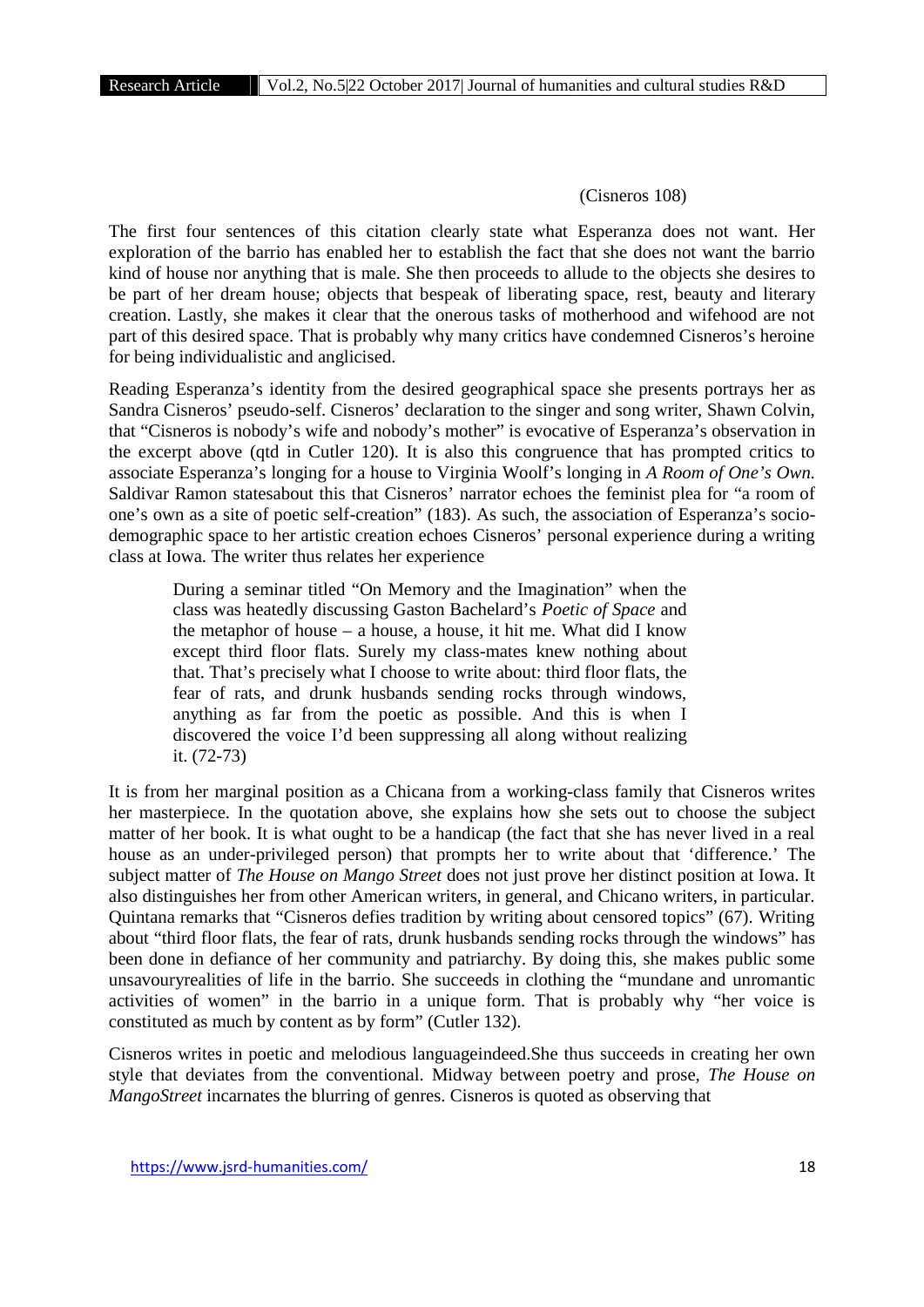(Cisneros 108)

The first four sentences of this citation clearly state what Esperanza does not want. Her exploration of the barrio has enabled her to establish the fact that she does not want the barrio kind of house nor anything that is male. She then proceeds to allude to the objects she desires to be part of her dream house; objects that bespeak of liberating space, rest, beauty and literary creation. Lastly, she makes it clear that the onerous tasks of motherhood and wifehood are not part of this desired space. That is probably why many critics have condemned Cisneros's heroine for being individualistic and anglicised.

Reading Esperanza's identity from the desired geographical space she presents portrays her as Sandra Cisneros' pseudo-self. Cisneros' declaration to the singer and song writer, Shawn Colvin, that "Cisneros is nobody's wife and nobody's mother" is evocative of Esperanza's observation in the excerpt above (qtd in Cutler 120). It is also this congruence that has prompted critics to associate Esperanza's longing for a house to Virginia Woolf's longing in *A Room of One's Own.* Saldivar Ramon statesabout this that Cisneros' narrator echoes the feminist plea for "a room of one's own as a site of poetic self-creation" (183). As such, the association of Esperanza's socio-demographic space to her artistic creation echoes Cisneros' personal experience during a writing class at Iowa. The writer thus relates her experience

> During a seminar titled "On Memory and the Imagination" when the class was heatedly discussing Gaston Bachelard's *Poetic of Space* and the metaphor of house – a house, a house, it hit me. What did I know except third floor flats. Surely my class-mates knew nothing about that. That's precisely what I choose to write about: third floor flats, the fear of rats, and drunk husbands sending rocks through windows, anything as far from the poetic as possible. And this is when I discovered the voice I'd been suppressing all along without realizing it. (72-73)

It is from her marginal position as a Chicana from a working-class family that Cisneros writes her masterpiece. In the quotation above, she explains how she sets out to choose the subject matter of her book. It is what ought to be a handicap (the fact that she has never lived in a real house as an under-privileged person) that prompts her to write about that 'difference.' The subject matter of *The House on Mango Street* does not just prove her distinct position at Iowa. It also distinguishes her from other American writers, in general, and Chicano writers, in particular. Quintana remarks that "Cisneros defies tradition by writing about censored topics" (67). Writing about "third floor flats, the fear of rats, drunk husbands sending rocks through the windows" has been done in defiance of her community and patriarchy. By doing this, she makes public some unsavouryrealities of life in the barrio. She succeeds in clothing the "mundane and unromantic activities of women" in the barrio in a unique form. That is probably why "her voice is constituted as much by content as by form" (Cutler 132).

Cisneros writes in poetic and melodious languageindeed.She thus succeeds in creating her own style that deviates from the conventional. Midway between poetry and prose, *The House on MangoStreet* incarnates the blurring of genres. Cisneros is quoted as observing that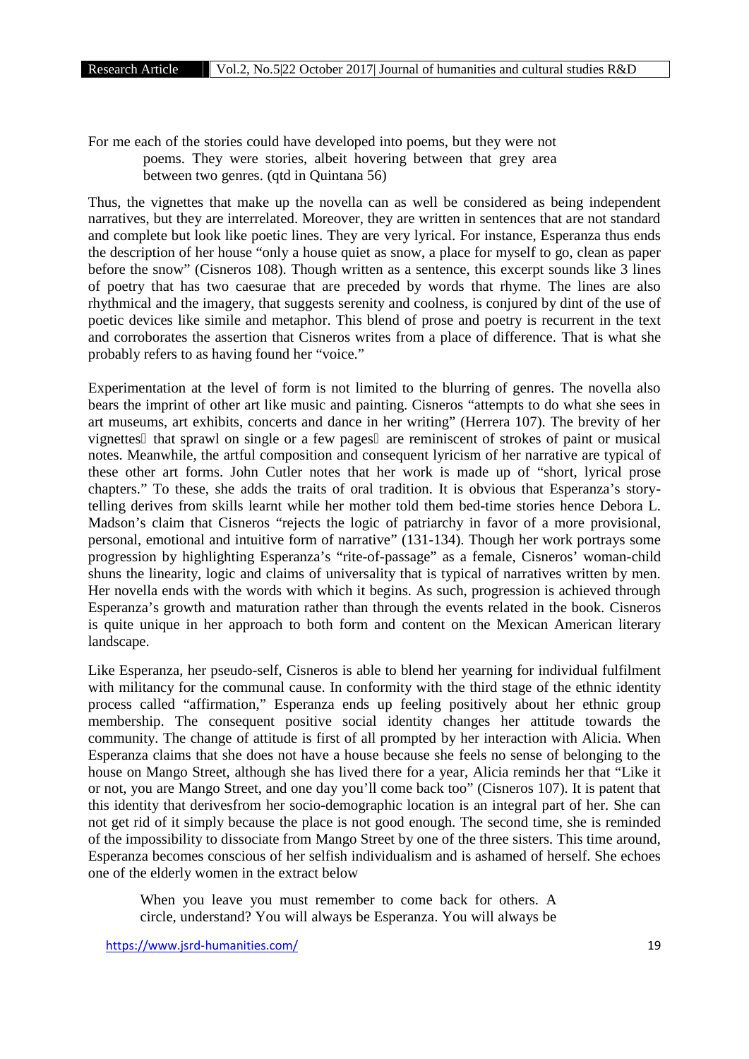> For me each of the stories could have developed into poems, but they were not poems. They were stories, albeit hovering between that grey area between two genres. (qtd in Quintana 56)

Thus, the vignettes that make up the novella can as well be considered as being independent narratives, but they are interrelated. Moreover, they are written in sentences that are not standard and complete but look like poetic lines. They are very lyrical. For instance, Esperanza thus ends the description of her house "only a house quiet as snow, a place for myself to go, clean as paper before the snow" (Cisneros 108). Though written as a sentence, this excerpt sounds like 3 lines of poetry that has two caesurae that are preceded by words that rhyme. The lines are also rhythmical and the imagery, that suggests serenity and coolness, is conjured by dint of the use of poetic devices like simile and metaphor. This blend of prose and poetry is recurrent in the text and corroborates the assertion that Cisneros writes from a place of difference. That is what she probably refers to as having found her "voice."

Experimentation at the level of form is not limited to the blurring of genres. The novella also bears the imprint of other art like music and painting. Cisneros "attempts to do what she sees in art museums, art exhibits, concerts and dance in her writing" (Herrera 107). The brevity of her vignettes that sprawl on single or a few pages are reminiscent of strokes of paint or musical notes. Meanwhile, the artful composition and consequent lyricism of her narrative are typical of these other art forms. John Cutler notes that her work is made up of "short, lyrical prose chapters." To these, she adds the traits of oral tradition. It is obvious that Esperanza's story-telling derives from skills learnt while her mother told them bed-time stories hence Debora L. Madson's claim that Cisneros "rejects the logic of patriarchy in favor of a more provisional, personal, emotional and intuitive form of narrative" (131-134). Though her work portrays some progression by highlighting Esperanza's "rite-of-passage" as a female, Cisneros' woman-child shuns the linearity, logic and claims of universality that is typical of narratives written by men. Her novella ends with the words with which it begins. As such, progression is achieved through Esperanza's growth and maturation rather than through the events related in the book. Cisneros is quite unique in her approach to both form and content on the Mexican American literary landscape.

Like Esperanza, her pseudo-self, Cisneros is able to blend her yearning for individual fulfilment with militancy for the communal cause. In conformity with the third stage of the ethnic identity process called "affirmation," Esperanza ends up feeling positively about her ethnic group membership. The consequent positive social identity changes her attitude towards the community. The change of attitude is first of all prompted by her interaction with Alicia. When Esperanza claims that she does not have a house because she feels no sense of belonging to the house on Mango Street, although she has lived there for a year, Alicia reminds her that "Like it or not, you are Mango Street, and one day you'll come back too" (Cisneros 107). It is patent that this identity that derivesfrom her socio-demographic location is an integral part of her. She can not get rid of it simply because the place is not good enough. The second time, she is reminded of the impossibility to dissociate from Mango Street by one of the three sisters. This time around, Esperanza becomes conscious of her selfish individualism and is ashamed of herself. She echoes one of the elderly women in the extract below

> When you leave you must remember to come back for others. A circle, understand? You will always be Esperanza. You will always be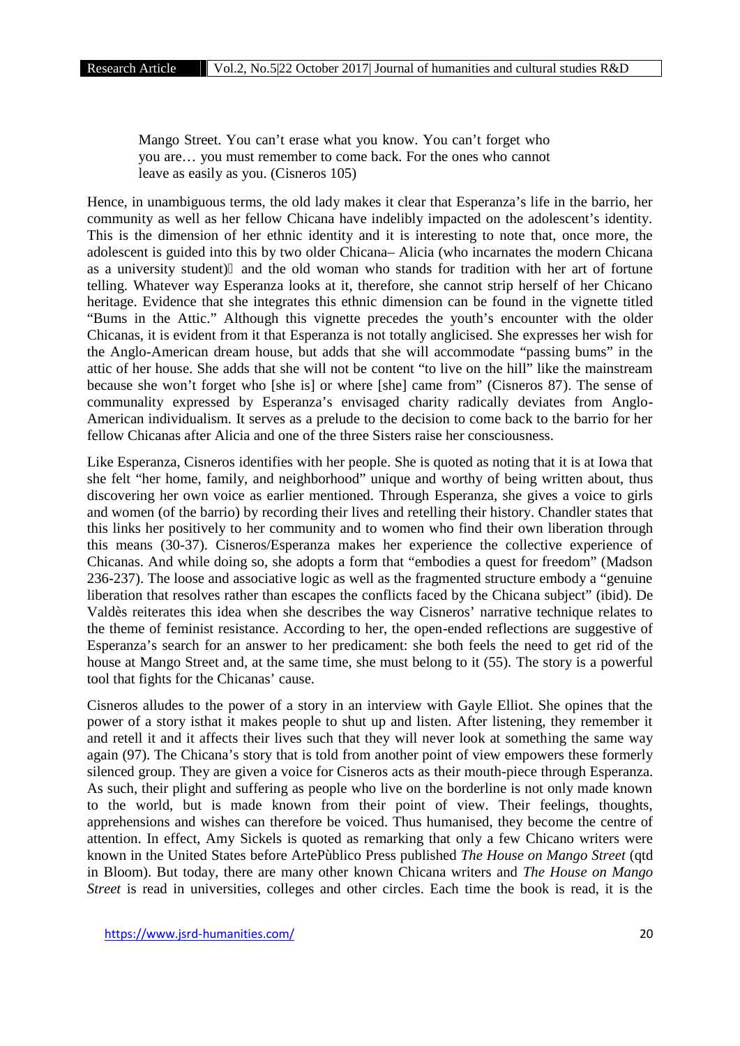> Mango Street. You can't erase what you know. You can't forget who you are… you must remember to come back. For the ones who cannot leave as easily as you. (Cisneros 105)

Hence, in unambiguous terms, the old lady makes it clear that Esperanza's life in the barrio, her community as well as her fellow Chicana have indelibly impacted on the adolescent's identity. This is the dimension of her ethnic identity and it is interesting to note that, once more, the adolescent is guided into this by two older Chicana– Alicia (who incarnates the modern Chicana as a university student) and the old woman who stands for tradition with her art of fortune telling. Whatever way Esperanza looks at it, therefore, she cannot strip herself of her Chicano heritage. Evidence that she integrates this ethnic dimension can be found in the vignette titled "Bums in the Attic." Although this vignette precedes the youth's encounter with the older Chicanas, it is evident from it that Esperanza is not totally anglicised. She expresses her wish for the Anglo-American dream house, but adds that she will accommodate "passing bums" in the attic of her house. She adds that she will not be content "to live on the hill" like the mainstream because she won't forget who [she is] or where [she] came from" (Cisneros 87). The sense of communality expressed by Esperanza's envisaged charity radically deviates from Anglo-American individualism. It serves as a prelude to the decision to come back to the barrio for her fellow Chicanas after Alicia and one of the three Sisters raise her consciousness.

Like Esperanza, Cisneros identifies with her people. She is quoted as noting that it is at Iowa that she felt "her home, family, and neighborhood" unique and worthy of being written about, thus discovering her own voice as earlier mentioned. Through Esperanza, she gives a voice to girls and women (of the barrio) by recording their lives and retelling their history. Chandler states that this links her positively to her community and to women who find their own liberation through this means (30-37). Cisneros/Esperanza makes her experience the collective experience of Chicanas. And while doing so, she adopts a form that "embodies a quest for freedom" (Madson 236-237). The loose and associative logic as well as the fragmented structure embody a "genuine liberation that resolves rather than escapes the conflicts faced by the Chicana subject" (ibid). De Valdès reiterates this idea when she describes the way Cisneros' narrative technique relates to the theme of feminist resistance. According to her, the open-ended reflections are suggestive of Esperanza's search for an answer to her predicament: she both feels the need to get rid of the house at Mango Street and, at the same time, she must belong to it (55). The story is a powerful tool that fights for the Chicanas' cause.

Cisneros alludes to the power of a story in an interview with Gayle Elliot. She opines that the power of a story isthat it makes people to shut up and listen. After listening, they remember it and retell it and it affects their lives such that they will never look at something the same way again (97). The Chicana's story that is told from another point of view empowers these formerly silenced group. They are given a voice for Cisneros acts as their mouth-piece through Esperanza. As such, their plight and suffering as people who live on the borderline is not only made known to the world, but is made known from their point of view. Their feelings, thoughts, apprehensions and wishes can therefore be voiced. Thus humanised, they become the centre of attention. In effect, Amy Sickels is quoted as remarking that only a few Chicano writers were known in the United States before ArtePùblico Press published *The House on Mango Street* (qtd in Bloom). But today, there are many other known Chicana writers and *The House on Mango Street* is read in universities, colleges and other circles. Each time the book is read, it is the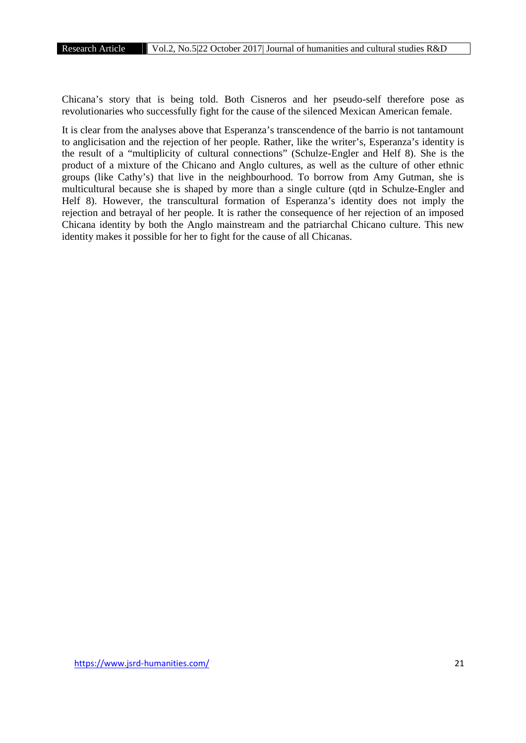Chicana's story that is being told. Both Cisneros and her pseudo-self therefore pose as revolutionaries who successfully fight for the cause of the silenced Mexican American female.

It is clear from the analyses above that Esperanza's transcendence of the barrio is not tantamount to anglicisation and the rejection of her people. Rather, like the writer's, Esperanza's identity is the result of a "multiplicity of cultural connections" (Schulze-Engler and Helf 8). She is the product of a mixture of the Chicano and Anglo cultures, as well as the culture of other ethnic groups (like Cathy's) that live in the neighbourhood. To borrow from Amy Gutman, she is multicultural because she is shaped by more than a single culture (qtd in Schulze-Engler and Helf 8). However, the transcultural formation of Esperanza's identity does not imply the rejection and betrayal of her people. It is rather the consequence of her rejection of an imposed Chicana identity by both the Anglo mainstream and the patriarchal Chicano culture. This new identity makes it possible for her to fight for the cause of all Chicanas.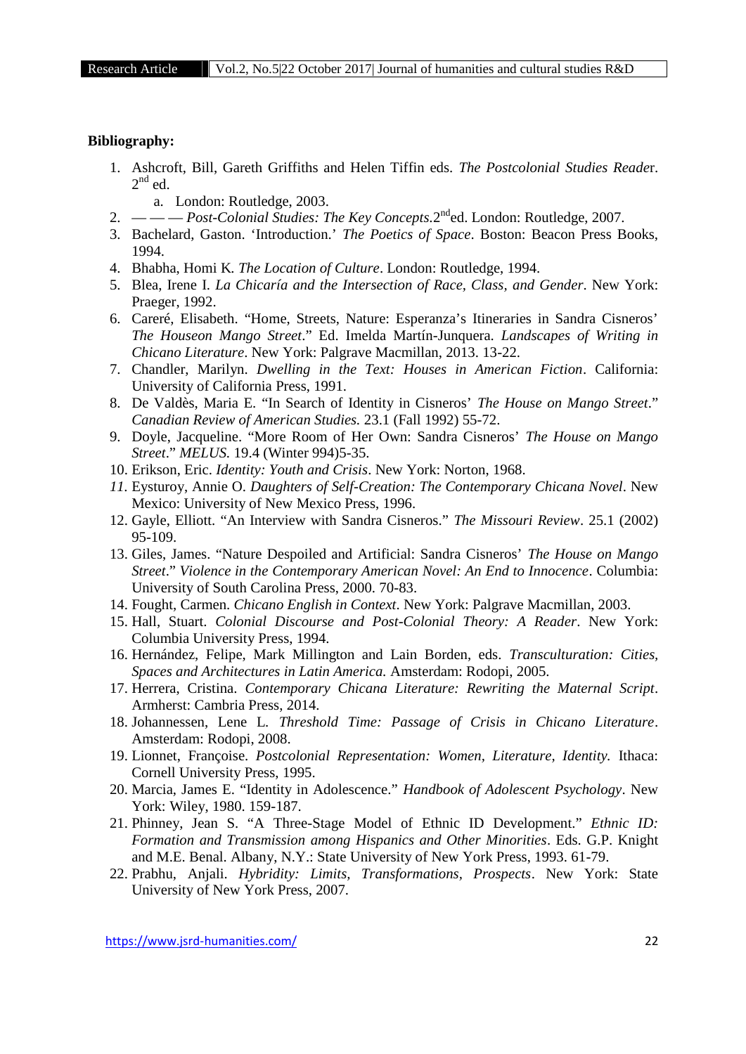**Bibliography:**

1. Ashcroft, Bill, Gareth Griffiths and Helen Tiffin eds. *The Postcolonial Studies Reader*. 2nd ed.
    a. London: Routledge, 2003.
2. — — — *Post-Colonial Studies: The Key Concepts*.2nded. London: Routledge, 2007.
3. Bachelard, Gaston. 'Introduction.' *The Poetics of Space*. Boston: Beacon Press Books, 1994.
4. Bhabha, Homi K. *The Location of Culture*. London: Routledge, 1994.
5. Blea, Irene I. *La Chicaría and the Intersection of Race, Class, and Gender*. New York: Praeger, 1992.
6. Careré, Elisabeth. "Home, Streets, Nature: Esperanza's Itineraries in Sandra Cisneros' *The Houseon Mango Street*." Ed. Imelda Martín-Junquera. *Landscapes of Writing in Chicano Literature*. New York: Palgrave Macmillan, 2013. 13-22.
7. Chandler, Marilyn. *Dwelling in the Text: Houses in American Fiction*. California: University of California Press, 1991.
8. De Valdès, Maria E. "In Search of Identity in Cisneros' *The House on Mango Street*." *Canadian Review of American Studies.* 23.1 (Fall 1992) 55-72.
9. Doyle, Jacqueline. "More Room of Her Own: Sandra Cisneros' *The House on Mango Street*." *MELUS.* 19.4 (Winter 994)5-35.
10. Erikson, Eric. *Identity: Youth and Crisis*. New York: Norton, 1968.
11. Eysturoy, Annie O. *Daughters of Self-Creation: The Contemporary Chicana Novel*. New Mexico: University of New Mexico Press, 1996.
12. Gayle, Elliott. "An Interview with Sandra Cisneros." *The Missouri Review*. 25.1 (2002) 95-109.
13. Giles, James. "Nature Despoiled and Artificial: Sandra Cisneros' *The House on Mango Street*." *Violence in the Contemporary American Novel: An End to Innocence*. Columbia: University of South Carolina Press, 2000. 70-83.
14. Fought, Carmen. *Chicano English in Context*. New York: Palgrave Macmillan, 2003.
15. Hall, Stuart. *Colonial Discourse and Post-Colonial Theory: A Reader*. New York: Columbia University Press, 1994.
16. Hernández, Felipe, Mark Millington and Lain Borden, eds. *Transculturation: Cities, Spaces and Architectures in Latin America.* Amsterdam: Rodopi, 2005.
17. Herrera, Cristina. *Contemporary Chicana Literature: Rewriting the Maternal Script*. Armherst: Cambria Press, 2014.
18. Johannessen, Lene L. *Threshold Time: Passage of Crisis in Chicano Literature*. Amsterdam: Rodopi, 2008.
19. Lionnet, Françoise. *Postcolonial Representation: Women, Literature, Identity.* Ithaca: Cornell University Press, 1995.
20. Marcia, James E. "Identity in Adolescence." *Handbook of Adolescent Psychology*. New York: Wiley, 1980. 159-187.
21. Phinney, Jean S. "A Three-Stage Model of Ethnic ID Development." *Ethnic ID: Formation and Transmission among Hispanics and Other Minorities*. Eds. G.P. Knight and M.E. Benal. Albany, N.Y.: State University of New York Press, 1993. 61-79.
22. Prabhu, Anjali. *Hybridity: Limits, Transformations, Prospects*. New York: State University of New York Press, 2007.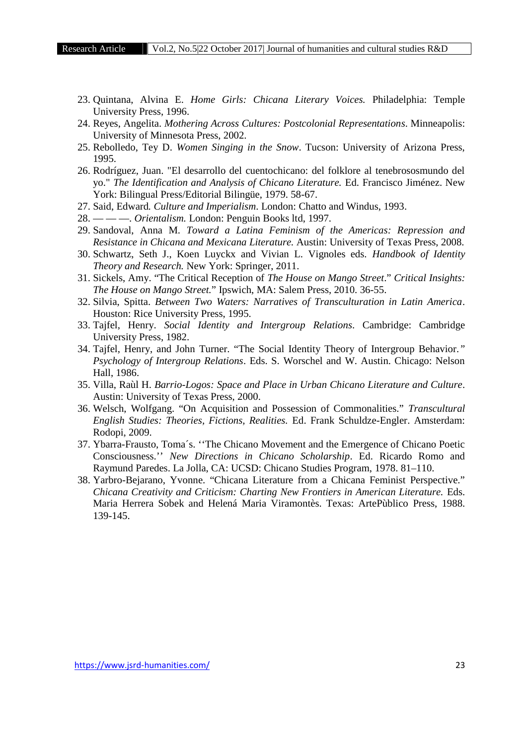23. Quintana, Alvina E. *Home Girls: Chicana Literary Voices.* Philadelphia: Temple University Press, 1996.
24. Reyes, Angelita. *Mothering Across Cultures: Postcolonial Representations*. Minneapolis: University of Minnesota Press, 2002.
25. Rebolledo, Tey D. *Women Singing in the Snow*. Tucson: University of Arizona Press, 1995.
26. Rodríguez, Juan. "El desarrollo del cuentochicano: del folklore al tenebrososmundo del yo." *The Identification and Analysis of Chicano Literature.* Ed. Francisco Jiménez. New York: Bilingual Press/Editorial Bilingüe, 1979. 58-67.
27. Said, Edward*.* *Culture and Imperialism*. London: Chatto and Windus, 1993.
28. — — —. *Orientalism.* London: Penguin Books ltd, 1997.
29. Sandoval, Anna M. *Toward a Latina Feminism of the Americas: Repression and Resistance in Chicana and Mexicana Literature.* Austin: University of Texas Press, 2008.
30. Schwartz, Seth J., Koen Luyckx and Vivian L. Vignoles eds. *Handbook of Identity Theory and Research.* New York: Springer, 2011.
31. Sickels, Amy. "The Critical Reception of *The House on Mango Street*." *Critical Insights: The House on Mango Street.*" Ipswich, MA: Salem Press, 2010. 36-55.
32. Silvia, Spitta. *Between Two Waters: Narratives of Transculturation in Latin America*. Houston: Rice University Press, 1995.
33. Tajfel, Henry. *Social Identity and Intergroup Relations*. Cambridge: Cambridge University Press, 1982.
34. Tajfel, Henry, and John Turner. "The Social Identity Theory of Intergroup Behavior." *Psychology of Intergroup Relations*. Eds. S. Worschel and W. Austin. Chicago: Nelson Hall, 1986.
35. Villa, Raùl H. *Barrio-Logos: Space and Place in Urban Chicano Literature and Culture*. Austin: University of Texas Press, 2000.
36. Welsch, Wolfgang. "On Acquisition and Possession of Commonalities." *Transcultural English Studies: Theories, Fictions, Realities.* Ed. Frank Schuldze-Engler. Amsterdam: Rodopi, 2009.
37. Ybarra-Frausto, Toma´s. ''The Chicano Movement and the Emergence of Chicano Poetic Consciousness.'' *New Directions in Chicano Scholarship*. Ed. Ricardo Romo and Raymund Paredes. La Jolla, CA: UCSD: Chicano Studies Program, 1978. 81–110.
38. Yarbro-Bejarano, Yvonne. "Chicana Literature from a Chicana Feminist Perspective." *Chicana Creativity and Criticism: Charting New Frontiers in American Literature.* Eds. Maria Herrera Sobek and Helená Maria Viramontès. Texas: ArtePùblico Press, 1988. 139-145.